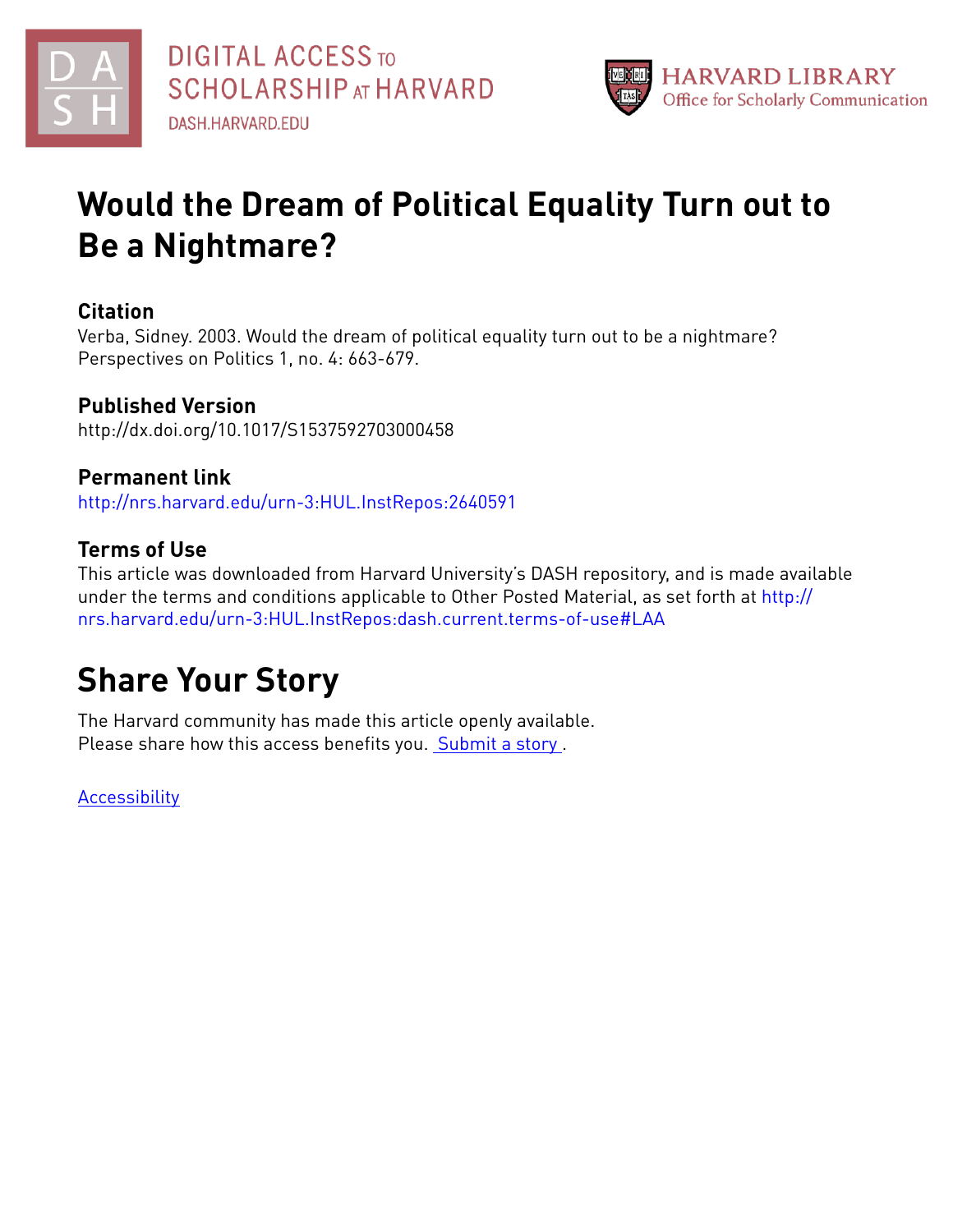DIGITAL ACCESS TO SCHOLARSHIP AT HARVARD

DASH.HARVARD.EDU

HARVARD LIBRARY
Office for Scholarly Communication

# Would the Dream of Political Equality Turn out to Be a Nightmare?

## Citation

Verba, Sidney. 2003. Would the dream of political equality turn out to be a nightmare? Perspectives on Politics 1, no. 4: 663-679.

## Published Version

http://dx.doi.org/10.1017/S1537592703000458

## Permanent link

http://nrs.harvard.edu/urn-3:HUL.InstRepos:2640591

## Terms of Use

This article was downloaded from Harvard University's DASH repository, and is made available under the terms and conditions applicable to Other Posted Material, as set forth at http://nrs.harvard.edu/urn-3:HUL.InstRepos:dash.current.terms-of-use#LAA

# Share Your Story

The Harvard community has made this article openly available.
Please share how this access benefits you. Submit a story .

Accessibility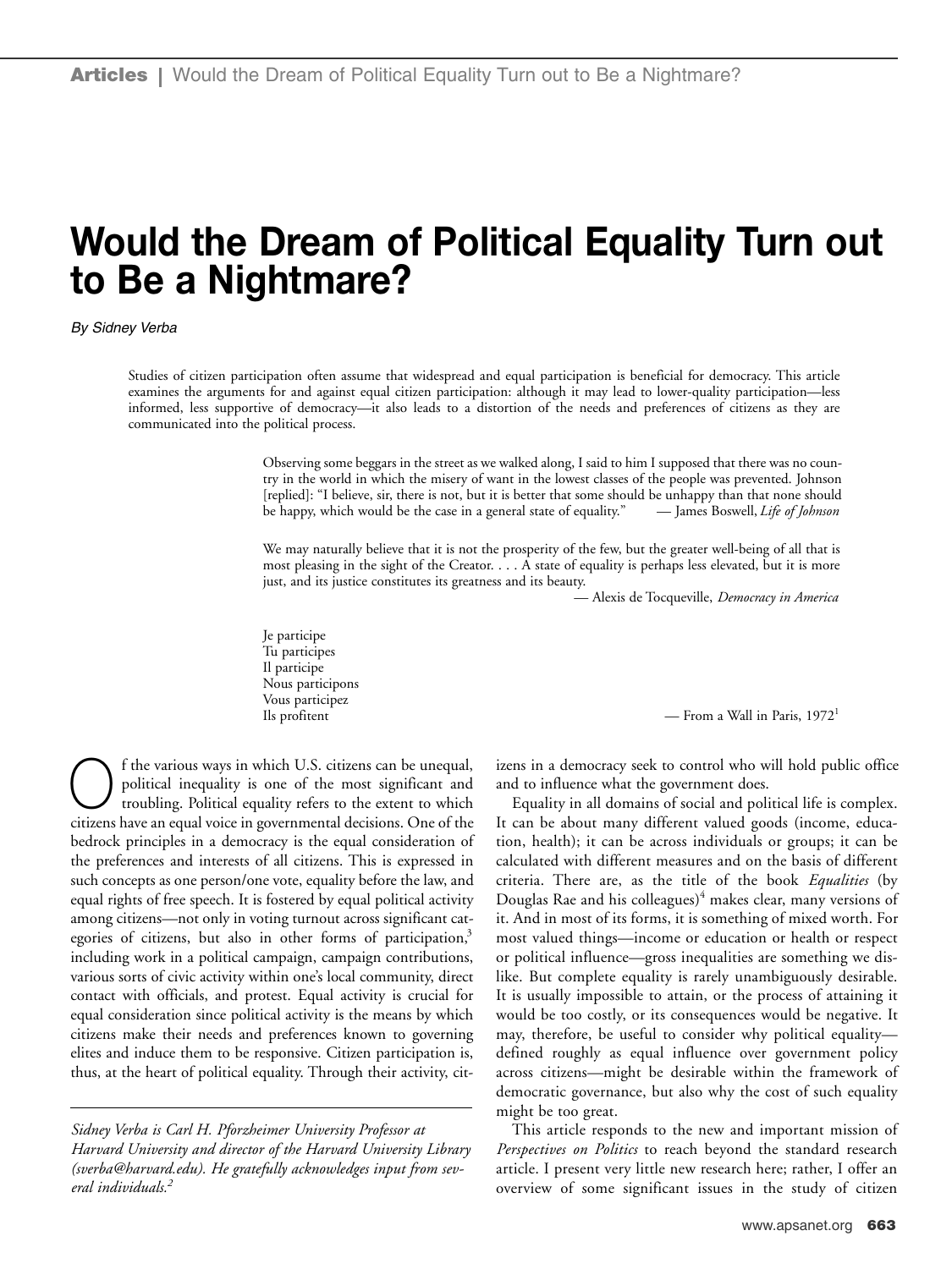# Would the Dream of Political Equality Turn out to Be a Nightmare?

*By Sidney Verba*

Studies of citizen participation often assume that widespread and equal participation is beneficial for democracy. This article examines the arguments for and against equal citizen participation: although it may lead to lower-quality participation—less informed, less supportive of democracy—it also leads to a distortion of the needs and preferences of citizens as they are communicated into the political process.

> Observing some beggars in the street as we walked along, I said to him I supposed that there was no country in the world in which the misery of want in the lowest classes of the people was prevented. Johnson [replied]: "I believe, sir, there is not, but it is better that some should be unhappy than that none should be happy, which would be the case in a general state of equality." — James Boswell, *Life of Johnson*

> We may naturally believe that it is not the prosperity of the few, but the greater well-being of all that is most pleasing in the sight of the Creator. . . . A state of equality is perhaps less elevated, but it is more just, and its justice constitutes its greatness and its beauty.
>
> — Alexis de Tocqueville, *Democracy in America*

> Je participe
> Tu participes
> Il participe
> Nous participons
> Vous participez
> Ils profitent
>
> — From a Wall in Paris, 1972[1]

Of the various ways in which U.S. citizens can be unequal, political inequality is one of the most significant and troubling. Political equality refers to the extent to which citizens have an equal voice in governmental decisions. One of the bedrock principles in a democracy is the equal consideration of the preferences and interests of all citizens. This is expressed in such concepts as one person/one vote, equality before the law, and equal rights of free speech. It is fostered by equal political activity among citizens—not only in voting turnout across significant categories of citizens, but also in other forms of participation,[3] including work in a political campaign, campaign contributions, various sorts of civic activity within one's local community, direct contact with officials, and protest. Equal activity is crucial for equal consideration since political activity is the means by which citizens make their needs and preferences known to governing elites and induce them to be responsive. Citizen participation is, thus, at the heart of political equality. Through their activity, citizens in a democracy seek to control who will hold public office and to influence what the government does.

Equality in all domains of social and political life is complex. It can be about many different valued goods (income, education, health); it can be across individuals or groups; it can be calculated with different measures and on the basis of different criteria. There are, as the title of the book *Equalities* (by Douglas Rae and his colleagues)[4] makes clear, many versions of it. And in most of its forms, it is something of mixed worth. For most valued things—income or education or health or respect or political influence—gross inequalities are something we dislike. But complete equality is rarely unambiguously desirable. It is usually impossible to attain, or the process of attaining it would be too costly, or its consequences would be negative. It may, therefore, be useful to consider why political equality—defined roughly as equal influence over government policy across citizens—might be desirable within the framework of democratic governance, but also why the cost of such equality might be too great.

This article responds to the new and important mission of *Perspectives on Politics* to reach beyond the standard research article. I present very little new research here; rather, I offer an overview of some significant issues in the study of citizen

*Sidney Verba is Carl H. Pforzheimer University Professor at Harvard University and director of the Harvard University Library (sverba@harvard.edu). He gratefully acknowledges input from several individuals.[2]*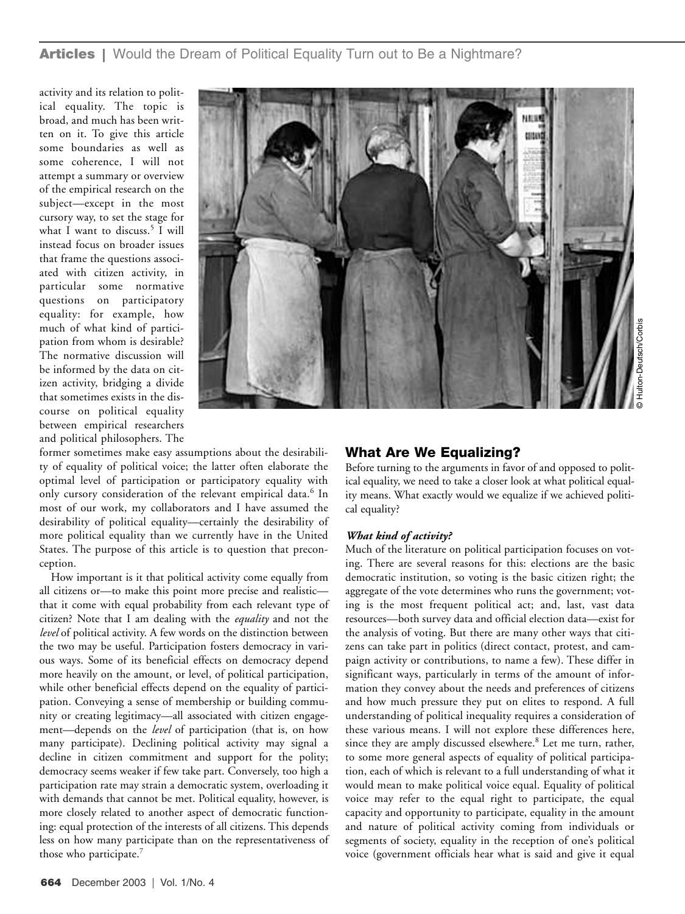activity and its relation to political equality. The topic is broad, and much has been written on it. To give this article some boundaries as well as some coherence, I will not attempt a summary or overview of the empirical research on the subject—except in the most cursory way, to set the stage for what I want to discuss.[5] I will instead focus on broader issues that frame the questions associated with citizen activity, in particular some normative questions on participatory equality: for example, how much of what kind of participation from whom is desirable? The normative discussion will be informed by the data on citizen activity, bridging a divide that sometimes exists in the discourse on political equality between empirical researchers and political philosophers. The former sometimes make easy assumptions about the desirability of equality of political voice; the latter often elaborate the optimal level of participation or participatory equality with only cursory consideration of the relevant empirical data.[6] In most of our work, my collaborators and I have assumed the desirability of political equality—certainly the desirability of more political equality than we currently have in the United States. The purpose of this article is to question that preconception.

How important is it that political activity come equally from all citizens or—to make this point more precise and realistic—that it come with equal probability from each relevant type of citizen? Note that I am dealing with the *equality* and not the *level* of political activity. A few words on the distinction between the two may be useful. Participation fosters democracy in various ways. Some of its beneficial effects on democracy depend more heavily on the amount, or level, of political participation, while other beneficial effects depend on the equality of participation. Conveying a sense of membership or building community or creating legitimacy—all associated with citizen engagement—depends on the *level* of participation (that is, on how many participate). Declining political activity may signal a decline in citizen commitment and support for the polity; democracy seems weaker if few take part. Conversely, too high a participation rate may strain a democratic system, overloading it with demands that cannot be met. Political equality, however, is more closely related to another aspect of democratic functioning: equal protection of the interests of all citizens. This depends less on how many participate than on the representativeness of those who participate.[7]

© Hulton-Deutsch/Corbis

## What Are We Equalizing?

Before turning to the arguments in favor of and opposed to political equality, we need to take a closer look at what political equality means. What exactly would we equalize if we achieved political equality?

### *What kind of activity?*

Much of the literature on political participation focuses on voting. There are several reasons for this: elections are the basic democratic institution, so voting is the basic citizen right; the aggregate of the vote determines who runs the government; voting is the most frequent political act; and, last, vast data resources—both survey data and official election data—exist for the analysis of voting. But there are many other ways that citizens can take part in politics (direct contact, protest, and campaign activity or contributions, to name a few). These differ in significant ways, particularly in terms of the amount of information they convey about the needs and preferences of citizens and how much pressure they put on elites to respond. A full understanding of political inequality requires a consideration of these various means. I will not explore these differences here, since they are amply discussed elsewhere.[8] Let me turn, rather, to some more general aspects of equality of political participation, each of which is relevant to a full understanding of what it would mean to make political voice equal. Equality of political voice may refer to the equal right to participate, the equal capacity and opportunity to participate, equality in the amount and nature of political activity coming from individuals or segments of society, equality in the reception of one's political voice (government officials hear what is said and give it equal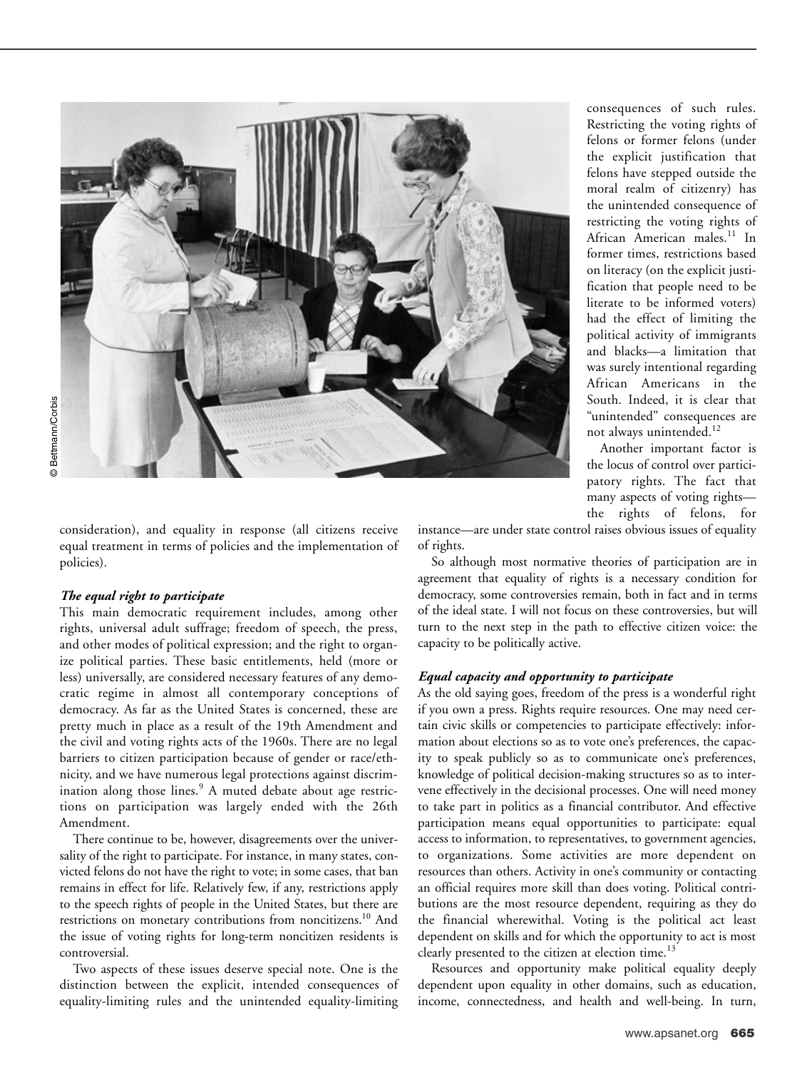consequences of such rules. Restricting the voting rights of felons or former felons (under the explicit justification that felons have stepped outside the moral realm of citizenry) has the unintended consequence of restricting the voting rights of African American males.[11] In former times, restrictions based on literacy (on the explicit justification that people need to be literate to be informed voters) had the effect of limiting the political activity of immigrants and blacks—a limitation that was surely intentional regarding African Americans in the South. Indeed, it is clear that "unintended" consequences are not always unintended.[12]

Another important factor is the locus of control over participatory rights. The fact that many aspects of voting rights—the rights of felons, for instance—are under state control raises obvious issues of equality of rights.

So although most normative theories of participation are in agreement that equality of rights is a necessary condition for democracy, some controversies remain, both in fact and in terms of the ideal state. I will not focus on these controversies, but will turn to the next step in the path to effective citizen voice: the capacity to be politically active.

consideration), and equality in response (all citizens receive equal treatment in terms of policies and the implementation of policies).

***The equal right to participate***

This main democratic requirement includes, among other rights, universal adult suffrage; freedom of speech, the press, and other modes of political expression; and the right to organize political parties. These basic entitlements, held (more or less) universally, are considered necessary features of any democratic regime in almost all contemporary conceptions of democracy. As far as the United States is concerned, these are pretty much in place as a result of the 19th Amendment and the civil and voting rights acts of the 1960s. There are no legal barriers to citizen participation because of gender or race/ethnicity, and we have numerous legal protections against discrimination along those lines.[9] A muted debate about age restrictions on participation was largely ended with the 26th Amendment.

There continue to be, however, disagreements over the universality of the right to participate. For instance, in many states, convicted felons do not have the right to vote; in some cases, that ban remains in effect for life. Relatively few, if any, restrictions apply to the speech rights of people in the United States, but there are restrictions on monetary contributions from noncitizens.[10] And the issue of voting rights for long-term noncitizen residents is controversial.

Two aspects of these issues deserve special note. One is the distinction between the explicit, intended consequences of equality-limiting rules and the unintended equality-limiting consequences of such rules.

***Equal capacity and opportunity to participate***

As the old saying goes, freedom of the press is a wonderful right if you own a press. Rights require resources. One may need certain civic skills or competencies to participate effectively: information about elections so as to vote one's preferences, the capacity to speak publicly so as to communicate one's preferences, knowledge of political decision-making structures so as to intervene effectively in the decisional processes. One will need money to take part in politics as a financial contributor. And effective participation means equal opportunities to participate: equal access to information, to representatives, to government agencies, to organizations. Some activities are more dependent on resources than others. Activity in one's community or contacting an official requires more skill than does voting. Political contributions are the most resource dependent, requiring as they do the financial wherewithal. Voting is the political act least dependent on skills and for which the opportunity to act is most clearly presented to the citizen at election time.[13]

Resources and opportunity make political equality deeply dependent upon equality in other domains, such as education, income, connectedness, and health and well-being. In turn,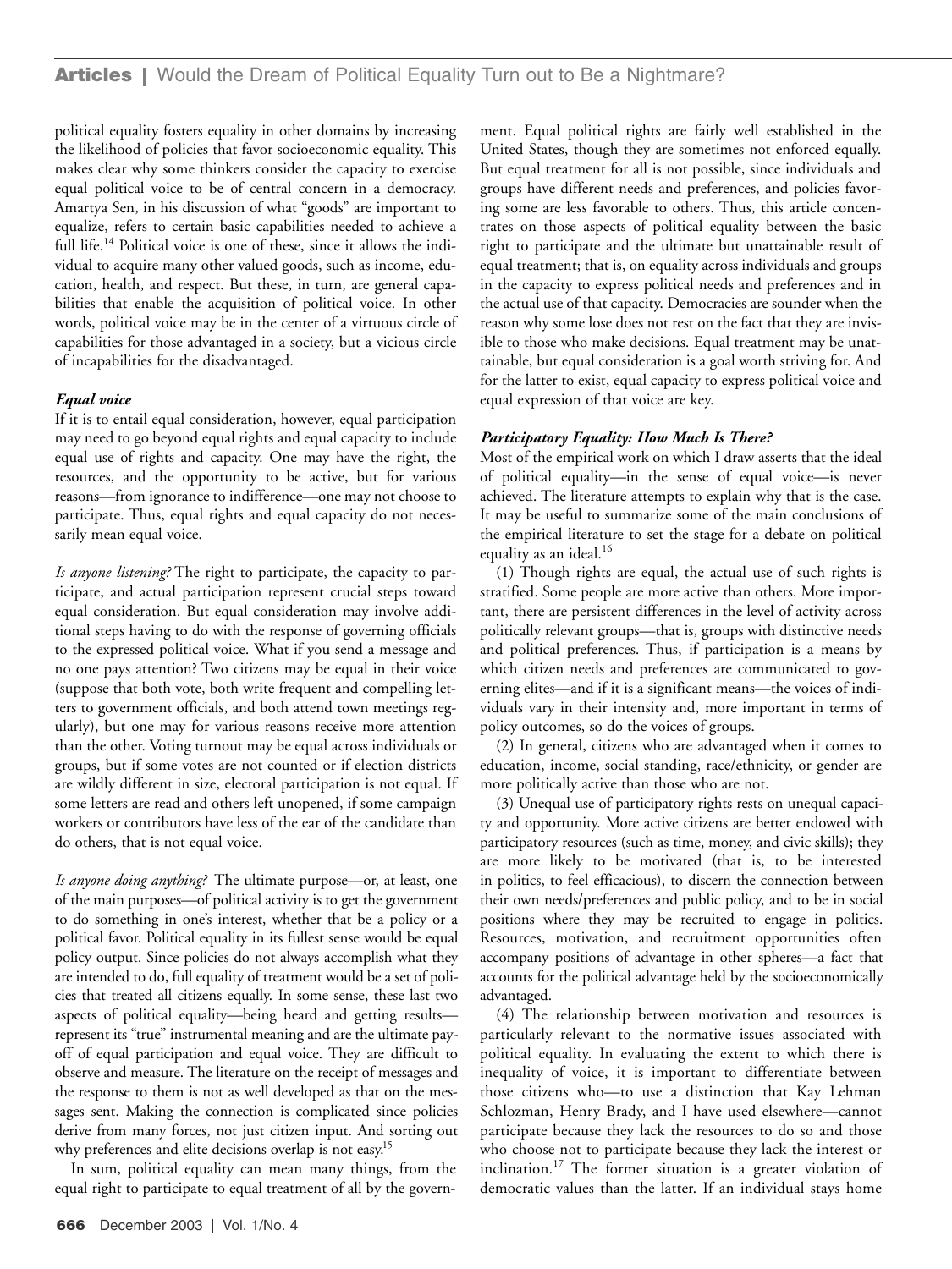political equality fosters equality in other domains by increasing the likelihood of policies that favor socioeconomic equality. This makes clear why some thinkers consider the capacity to exercise equal political voice to be of central concern in a democracy. Amartya Sen, in his discussion of what "goods" are important to equalize, refers to certain basic capabilities needed to achieve a full life.[14] Political voice is one of these, since it allows the individual to acquire many other valued goods, such as income, education, health, and respect. But these, in turn, are general capabilities that enable the acquisition of political voice. In other words, political voice may be in the center of a virtuous circle of capabilities for those advantaged in a society, but a vicious circle of incapabilities for the disadvantaged.

### *Equal voice*

If it is to entail equal consideration, however, equal participation may need to go beyond equal rights and equal capacity to include equal use of rights and capacity. One may have the right, the resources, and the opportunity to be active, but for various reasons—from ignorance to indifference—one may not choose to participate. Thus, equal rights and equal capacity do not necessarily mean equal voice.

*Is anyone listening?* The right to participate, the capacity to participate, and actual participation represent crucial steps toward equal consideration. But equal consideration may involve additional steps having to do with the response of governing officials to the expressed political voice. What if you send a message and no one pays attention? Two citizens may be equal in their voice (suppose that both vote, both write frequent and compelling letters to government officials, and both attend town meetings regularly), but one may for various reasons receive more attention than the other. Voting turnout may be equal across individuals or groups, but if some votes are not counted or if election districts are wildly different in size, electoral participation is not equal. If some letters are read and others left unopened, if some campaign workers or contributors have less of the ear of the candidate than do others, that is not equal voice.

*Is anyone doing anything?* The ultimate purpose—or, at least, one of the main purposes—of political activity is to get the government to do something in one's interest, whether that be a policy or a political favor. Political equality in its fullest sense would be equal policy output. Since policies do not always accomplish what they are intended to do, full equality of treatment would be a set of policies that treated all citizens equally. In some sense, these last two aspects of political equality—being heard and getting results—represent its "true" instrumental meaning and are the ultimate payoff of equal participation and equal voice. They are difficult to observe and measure. The literature on the receipt of messages and the response to them is not as well developed as that on the messages sent. Making the connection is complicated since policies derive from many forces, not just citizen input. And sorting out why preferences and elite decisions overlap is not easy.[15]

In sum, political equality can mean many things, from the equal right to participate to equal treatment of all by the government. Equal political rights are fairly well established in the United States, though they are sometimes not enforced equally. But equal treatment for all is not possible, since individuals and groups have different needs and preferences, and policies favoring some are less favorable to others. Thus, this article concentrates on those aspects of political equality between the basic right to participate and the ultimate but unattainable result of equal treatment; that is, on equality across individuals and groups in the capacity to express political needs and preferences and in the actual use of that capacity. Democracies are sounder when the reason why some lose does not rest on the fact that they are invisible to those who make decisions. Equal treatment may be unattainable, but equal consideration is a goal worth striving for. And for the latter to exist, equal capacity to express political voice and equal expression of that voice are key.

### *Participatory Equality: How Much Is There?*

Most of the empirical work on which I draw asserts that the ideal of political equality—in the sense of equal voice—is never achieved. The literature attempts to explain why that is the case. It may be useful to summarize some of the main conclusions of the empirical literature to set the stage for a debate on political equality as an ideal.[16]

(1) Though rights are equal, the actual use of such rights is stratified. Some people are more active than others. More important, there are persistent differences in the level of activity across politically relevant groups—that is, groups with distinctive needs and political preferences. Thus, if participation is a means by which citizen needs and preferences are communicated to governing elites—and if it is a significant means—the voices of individuals vary in their intensity and, more important in terms of policy outcomes, so do the voices of groups.

(2) In general, citizens who are advantaged when it comes to education, income, social standing, race/ethnicity, or gender are more politically active than those who are not.

(3) Unequal use of participatory rights rests on unequal capacity and opportunity. More active citizens are better endowed with participatory resources (such as time, money, and civic skills); they are more likely to be motivated (that is, to be interested in politics, to feel efficacious), to discern the connection between their own needs/preferences and public policy, and to be in social positions where they may be recruited to engage in politics. Resources, motivation, and recruitment opportunities often accompany positions of advantage in other spheres—a fact that accounts for the political advantage held by the socioeconomically advantaged.

(4) The relationship between motivation and resources is particularly relevant to the normative issues associated with political equality. In evaluating the extent to which there is inequality of voice, it is important to differentiate between those citizens who—to use a distinction that Kay Lehman Schlozman, Henry Brady, and I have used elsewhere—cannot participate because they lack the resources to do so and those who choose not to participate because they lack the interest or inclination.[17] The former situation is a greater violation of democratic values than the latter. If an individual stays home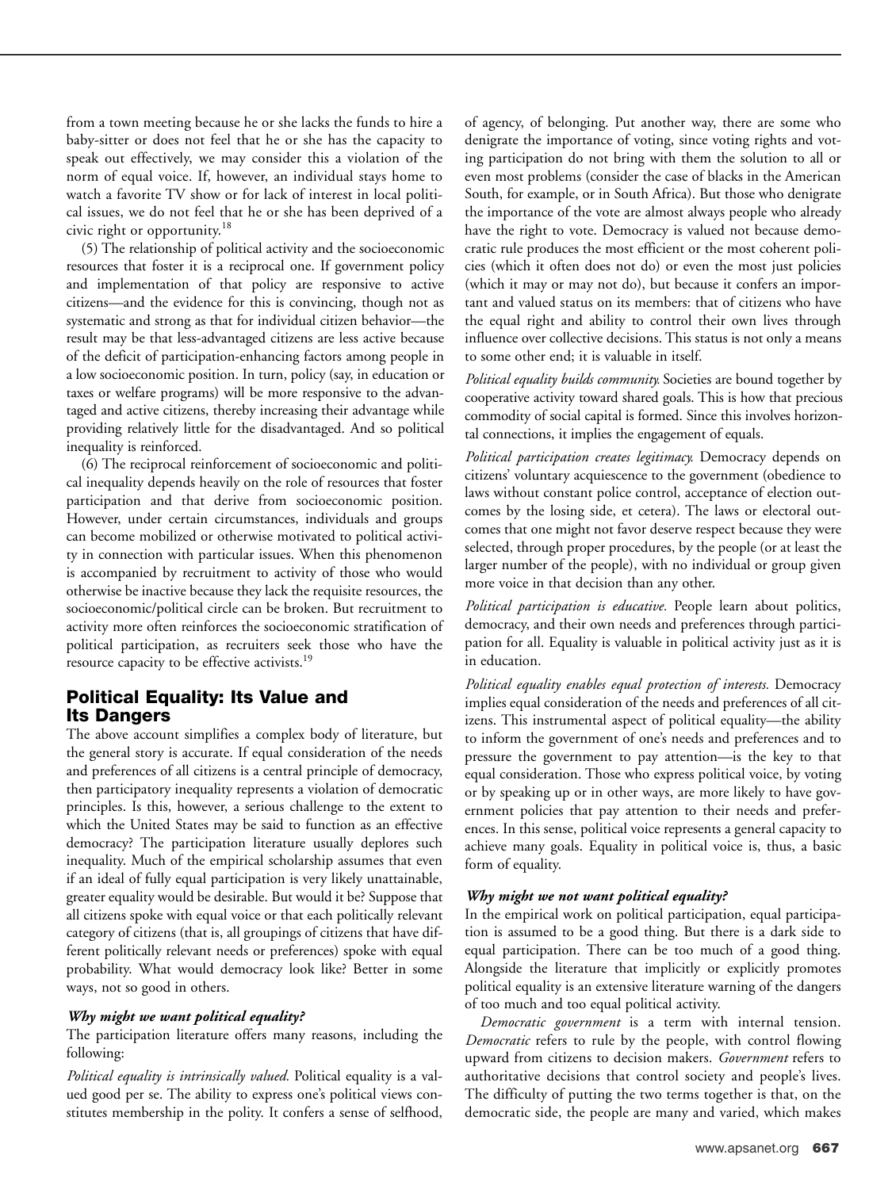from a town meeting because he or she lacks the funds to hire a baby-sitter or does not feel that he or she has the capacity to speak out effectively, we may consider this a violation of the norm of equal voice. If, however, an individual stays home to watch a favorite TV show or for lack of interest in local political issues, we do not feel that he or she has been deprived of a civic right or opportunity.[18]

(5) The relationship of political activity and the socioeconomic resources that foster it is a reciprocal one. If government policy and implementation of that policy are responsive to active citizens—and the evidence for this is convincing, though not as systematic and strong as that for individual citizen behavior—the result may be that less-advantaged citizens are less active because of the deficit of participation-enhancing factors among people in a low socioeconomic position. In turn, policy (say, in education or taxes or welfare programs) will be more responsive to the advantaged and active citizens, thereby increasing their advantage while providing relatively little for the disadvantaged. And so political inequality is reinforced.

(6) The reciprocal reinforcement of socioeconomic and political inequality depends heavily on the role of resources that foster participation and that derive from socioeconomic position. However, under certain circumstances, individuals and groups can become mobilized or otherwise motivated to political activity in connection with particular issues. When this phenomenon is accompanied by recruitment to activity of those who would otherwise be inactive because they lack the requisite resources, the socioeconomic/political circle can be broken. But recruitment to activity more often reinforces the socioeconomic stratification of political participation, as recruiters seek those who have the resource capacity to be effective activists.[19]

## Political Equality: Its Value and Its Dangers

The above account simplifies a complex body of literature, but the general story is accurate. If equal consideration of the needs and preferences of all citizens is a central principle of democracy, then participatory inequality represents a violation of democratic principles. Is this, however, a serious challenge to the extent to which the United States may be said to function as an effective democracy? The participation literature usually deplores such inequality. Much of the empirical scholarship assumes that even if an ideal of fully equal participation is very likely unattainable, greater equality would be desirable. But would it be? Suppose that all citizens spoke with equal voice or that each politically relevant category of citizens (that is, all groupings of citizens that have different politically relevant needs or preferences) spoke with equal probability. What would democracy look like? Better in some ways, not so good in others.

### *Why might we want political equality?*

The participation literature offers many reasons, including the following:

*Political equality is intrinsically valued.* Political equality is a valued good per se. The ability to express one's political views constitutes membership in the polity. It confers a sense of selfhood, of agency, of belonging. Put another way, there are some who denigrate the importance of voting, since voting rights and voting participation do not bring with them the solution to all or even most problems (consider the case of blacks in the American South, for example, or in South Africa). But those who denigrate the importance of the vote are almost always people who already have the right to vote. Democracy is valued not because democratic rule produces the most efficient or the most coherent policies (which it often does not do) or even the most just policies (which it may or may not do), but because it confers an important and valued status on its members: that of citizens who have the equal right and ability to control their own lives through influence over collective decisions. This status is not only a means to some other end; it is valuable in itself.

*Political equality builds community.* Societies are bound together by cooperative activity toward shared goals. This is how that precious commodity of social capital is formed. Since this involves horizontal connections, it implies the engagement of equals.

*Political participation creates legitimacy.* Democracy depends on citizens' voluntary acquiescence to the government (obedience to laws without constant police control, acceptance of election outcomes by the losing side, et cetera). The laws or electoral outcomes that one might not favor deserve respect because they were selected, through proper procedures, by the people (or at least the larger number of the people), with no individual or group given more voice in that decision than any other.

*Political participation is educative.* People learn about politics, democracy, and their own needs and preferences through participation for all. Equality is valuable in political activity just as it is in education.

*Political equality enables equal protection of interests.* Democracy implies equal consideration of the needs and preferences of all citizens. This instrumental aspect of political equality—the ability to inform the government of one's needs and preferences and to pressure the government to pay attention—is the key to that equal consideration. Those who express political voice, by voting or by speaking up or in other ways, are more likely to have government policies that pay attention to their needs and preferences. In this sense, political voice represents a general capacity to achieve many goals. Equality in political voice is, thus, a basic form of equality.

### *Why might we not want political equality?*

In the empirical work on political participation, equal participation is assumed to be a good thing. But there is a dark side to equal participation. There can be too much of a good thing. Alongside the literature that implicitly or explicitly promotes political equality is an extensive literature warning of the dangers of too much and too equal political activity.

*Democratic government* is a term with internal tension. *Democratic* refers to rule by the people, with control flowing upward from citizens to decision makers. *Government* refers to authoritative decisions that control society and people's lives. The difficulty of putting the two terms together is that, on the democratic side, the people are many and varied, which makes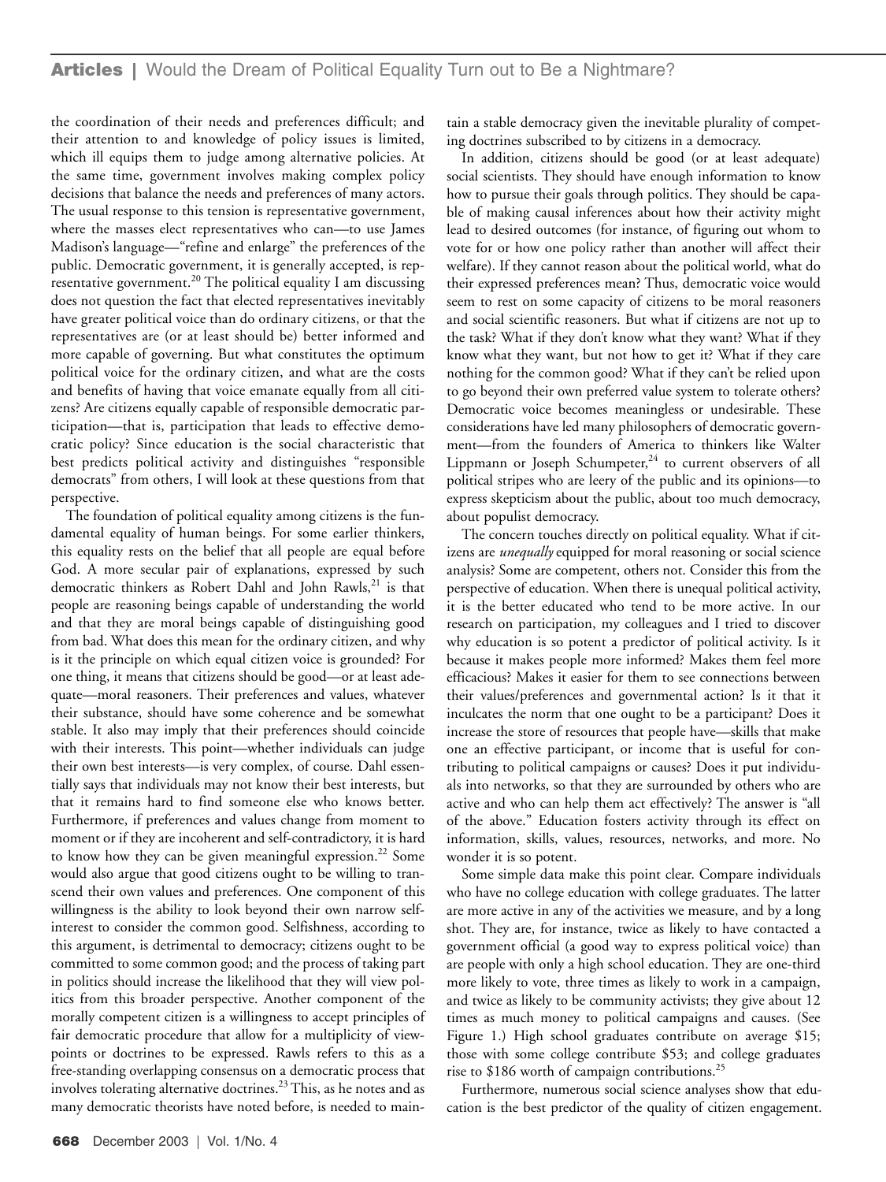the coordination of their needs and preferences difficult; and their attention to and knowledge of policy issues is limited, which ill equips them to judge among alternative policies. At the same time, government involves making complex policy decisions that balance the needs and preferences of many actors. The usual response to this tension is representative government, where the masses elect representatives who can—to use James Madison's language—"refine and enlarge" the preferences of the public. Democratic government, it is generally accepted, is representative government.[20] The political equality I am discussing does not question the fact that elected representatives inevitably have greater political voice than do ordinary citizens, or that the representatives are (or at least should be) better informed and more capable of governing. But what constitutes the optimum political voice for the ordinary citizen, and what are the costs and benefits of having that voice emanate equally from all citizens? Are citizens equally capable of responsible democratic participation—that is, participation that leads to effective democratic policy? Since education is the social characteristic that best predicts political activity and distinguishes "responsible democrats" from others, I will look at these questions from that perspective.

The foundation of political equality among citizens is the fundamental equality of human beings. For some earlier thinkers, this equality rests on the belief that all people are equal before God. A more secular pair of explanations, expressed by such democratic thinkers as Robert Dahl and John Rawls,[21] is that people are reasoning beings capable of understanding the world and that they are moral beings capable of distinguishing good from bad. What does this mean for the ordinary citizen, and why is it the principle on which equal citizen voice is grounded? For one thing, it means that citizens should be good—or at least adequate—moral reasoners. Their preferences and values, whatever their substance, should have some coherence and be somewhat stable. It also may imply that their preferences should coincide with their interests. This point—whether individuals can judge their own best interests—is very complex, of course. Dahl essentially says that individuals may not know their best interests, but that it remains hard to find someone else who knows better. Furthermore, if preferences and values change from moment to moment or if they are incoherent and self-contradictory, it is hard to know how they can be given meaningful expression.[22] Some would also argue that good citizens ought to be willing to transcend their own values and preferences. One component of this willingness is the ability to look beyond their own narrow self-interest to consider the common good. Selfishness, according to this argument, is detrimental to democracy; citizens ought to be committed to some common good; and the process of taking part in politics should increase the likelihood that they will view politics from this broader perspective. Another component of the morally competent citizen is a willingness to accept principles of fair democratic procedure that allow for a multiplicity of viewpoints or doctrines to be expressed. Rawls refers to this as a free-standing overlapping consensus on a democratic process that involves tolerating alternative doctrines.[23] This, as he notes and as many democratic theorists have noted before, is needed to maintain a stable democracy given the inevitable plurality of competing doctrines subscribed to by citizens in a democracy.

In addition, citizens should be good (or at least adequate) social scientists. They should have enough information to know how to pursue their goals through politics. They should be capable of making causal inferences about how their activity might lead to desired outcomes (for instance, of figuring out whom to vote for or how one policy rather than another will affect their welfare). If they cannot reason about the political world, what do their expressed preferences mean? Thus, democratic voice would seem to rest on some capacity of citizens to be moral reasoners and social scientific reasoners. But what if citizens are not up to the task? What if they don't know what they want? What if they know what they want, but not how to get it? What if they care nothing for the common good? What if they can't be relied upon to go beyond their own preferred value system to tolerate others? Democratic voice becomes meaningless or undesirable. These considerations have led many philosophers of democratic government—from the founders of America to thinkers like Walter Lippmann or Joseph Schumpeter,[24] to current observers of all political stripes who are leery of the public and its opinions—to express skepticism about the public, about too much democracy, about populist democracy.

The concern touches directly on political equality. What if citizens are *unequally* equipped for moral reasoning or social science analysis? Some are competent, others not. Consider this from the perspective of education. When there is unequal political activity, it is the better educated who tend to be more active. In our research on participation, my colleagues and I tried to discover why education is so potent a predictor of political activity. Is it because it makes people more informed? Makes them feel more efficacious? Makes it easier for them to see connections between their values/preferences and governmental action? Is it that it inculcates the norm that one ought to be a participant? Does it increase the store of resources that people have—skills that make one an effective participant, or income that is useful for contributing to political campaigns or causes? Does it put individuals into networks, so that they are surrounded by others who are active and who can help them act effectively? The answer is "all of the above." Education fosters activity through its effect on information, skills, values, resources, networks, and more. No wonder it is so potent.

Some simple data make this point clear. Compare individuals who have no college education with college graduates. The latter are more active in any of the activities we measure, and by a long shot. They are, for instance, twice as likely to have contacted a government official (a good way to express political voice) than are people with only a high school education. They are one-third more likely to vote, three times as likely to work in a campaign, and twice as likely to be community activists; they give about 12 times as much money to political campaigns and causes. (See Figure 1.) High school graduates contribute on average $15; those with some college contribute $53; and college graduates rise to $186 worth of campaign contributions.[25]

Furthermore, numerous social science analyses show that education is the best predictor of the quality of citizen engagement.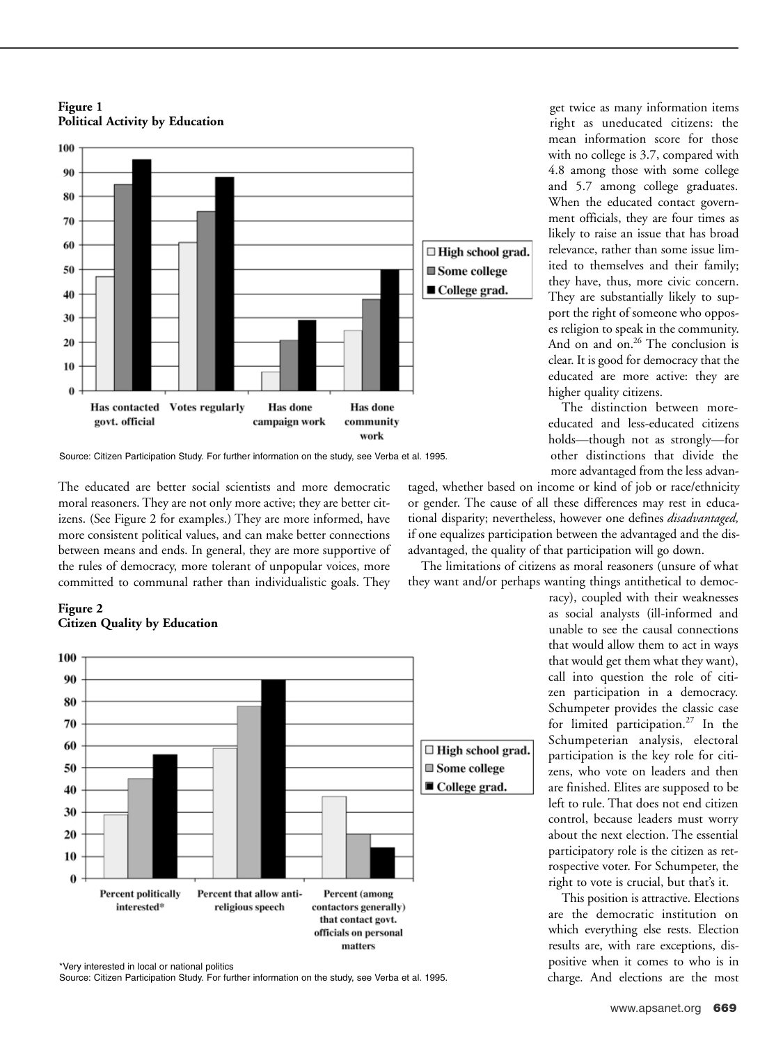**Figure 1**
**Political Activity by Education**

Source: Citizen Participation Study. For further information on the study, see Verba et al. 1995.

The educated are better social scientists and more democratic moral reasoners. They are not only more active; they are better citizens. (See Figure 2 for examples.) They are more informed, have more consistent political values, and can make better connections between means and ends. In general, they are more supportive of the rules of democracy, more tolerant of unpopular voices, more committed to communal rather than individualistic goals. They get twice as many information items right as uneducated citizens: the mean information score for those with no college is 3.7, compared with 4.8 among those with some college and 5.7 among college graduates. When the educated contact government officials, they are four times as likely to raise an issue that has broad relevance, rather than some issue limited to themselves and their family; they have, thus, more civic concern. They are substantially likely to support the right of someone who opposes religion to speak in the community. And on and on.[26] The conclusion is clear. It is good for democracy that the educated are more active: they are higher quality citizens.

The distinction between more-educated and less-educated citizens holds—though not as strongly—for other distinctions that divide the more advantaged from the less advantaged, whether based on income or kind of job or race/ethnicity or gender. The cause of all these differences may rest in educational disparity; nevertheless, however one defines *disadvantaged,* if one equalizes participation between the advantaged and the disadvantaged, the quality of that participation will go down.

The limitations of citizens as moral reasoners (unsure of what they want and/or perhaps wanting things antithetical to democracy), coupled with their weaknesses as social analysts (ill-informed and unable to see the causal connections that would allow them to act in ways that would get them what they want), call into question the role of citizen participation in a democracy. Schumpeter provides the classic case for limited participation.[27] In the Schumpeterian analysis, electoral participation is the key role for citizens, who vote on leaders and then are finished. Elites are supposed to be left to rule. That does not end citizen control, because leaders must worry about the next election. The essential participatory role is the citizen as retrospective voter. For Schumpeter, the right to vote is crucial, but that's it.

This position is attractive. Elections are the democratic institution on which everything else rests. Election results are, with rare exceptions, dispositive when it comes to who is in charge. And elections are the most

**Figure 2**
**Citizen Quality by Education**

*Very interested in local or national politics
Source: Citizen Participation Study. For further information on the study, see Verba et al. 1995.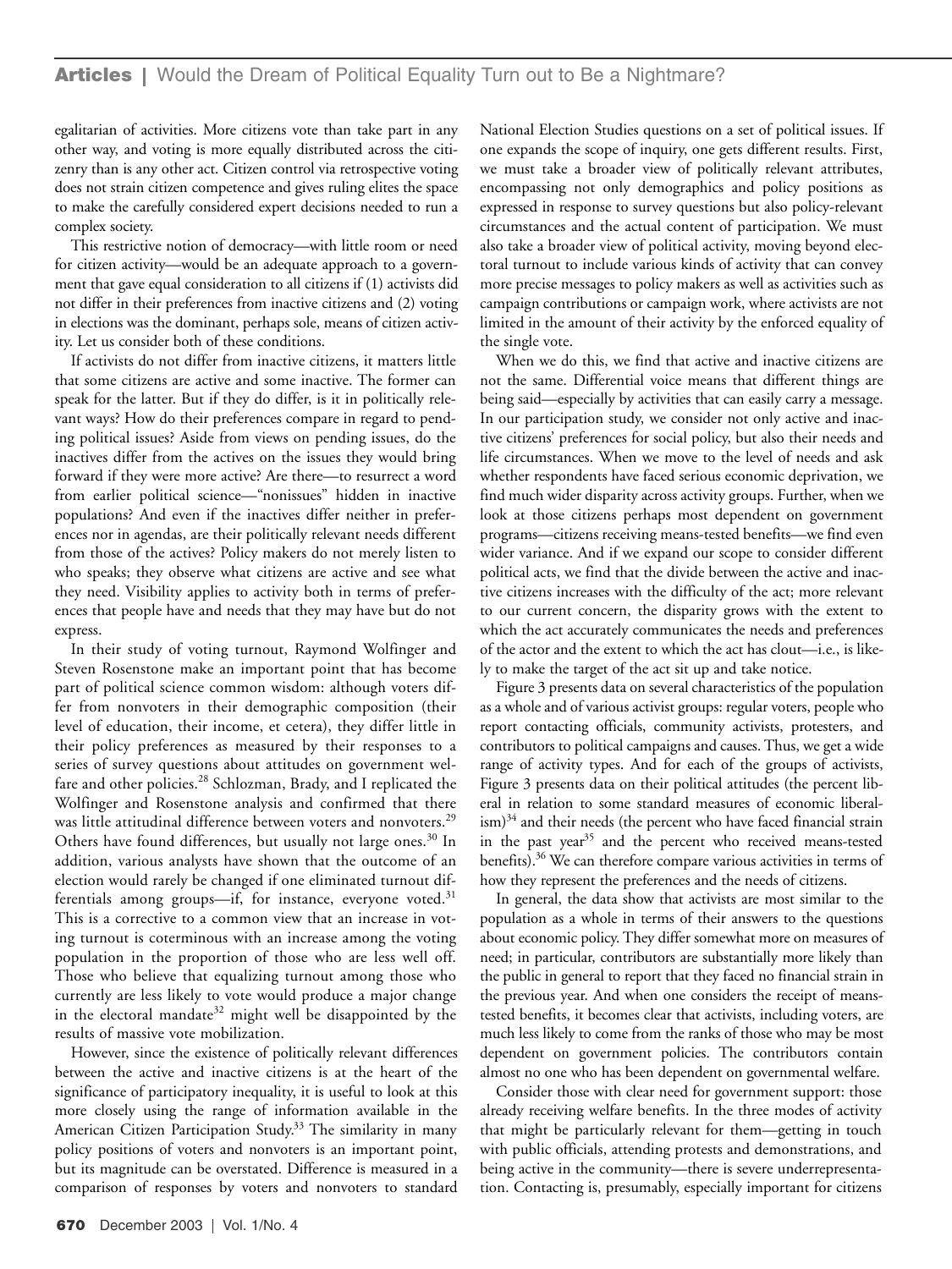egalitarian of activities. More citizens vote than take part in any other way, and voting is more equally distributed across the citizenry than is any other act. Citizen control via retrospective voting does not strain citizen competence and gives ruling elites the space to make the carefully considered expert decisions needed to run a complex society.

This restrictive notion of democracy—with little room or need for citizen activity—would be an adequate approach to a government that gave equal consideration to all citizens if (1) activists did not differ in their preferences from inactive citizens and (2) voting in elections was the dominant, perhaps sole, means of citizen activity. Let us consider both of these conditions.

If activists do not differ from inactive citizens, it matters little that some citizens are active and some inactive. The former can speak for the latter. But if they do differ, is it in politically relevant ways? How do their preferences compare in regard to pending political issues? Aside from views on pending issues, do the inactives differ from the actives on the issues they would bring forward if they were more active? Are there—to resurrect a word from earlier political science—"nonissues" hidden in inactive populations? And even if the inactives differ neither in preferences nor in agendas, are their politically relevant needs different from those of the actives? Policy makers do not merely listen to who speaks; they observe what citizens are active and see what they need. Visibility applies to activity both in terms of preferences that people have and needs that they may have but do not express.

In their study of voting turnout, Raymond Wolfinger and Steven Rosenstone make an important point that has become part of political science common wisdom: although voters differ from nonvoters in their demographic composition (their level of education, their income, et cetera), they differ little in their policy preferences as measured by their responses to a series of survey questions about attitudes on government welfare and other policies.[28] Schlozman, Brady, and I replicated the Wolfinger and Rosenstone analysis and confirmed that there was little attitudinal difference between voters and nonvoters.[29] Others have found differences, but usually not large ones.[30] In addition, various analysts have shown that the outcome of an election would rarely be changed if one eliminated turnout differentials among groups—if, for instance, everyone voted.[31] This is a corrective to a common view that an increase in voting turnout is coterminous with an increase among the voting population in the proportion of those who are less well off. Those who believe that equalizing turnout among those who currently are less likely to vote would produce a major change in the electoral mandate[32] might well be disappointed by the results of massive vote mobilization.

However, since the existence of politically relevant differences between the active and inactive citizens is at the heart of the significance of participatory inequality, it is useful to look at this more closely using the range of information available in the American Citizen Participation Study.[33] The similarity in many policy positions of voters and nonvoters is an important point, but its magnitude can be overstated. Difference is measured in a comparison of responses by voters and nonvoters to standard National Election Studies questions on a set of political issues. If one expands the scope of inquiry, one gets different results. First, we must take a broader view of politically relevant attributes, encompassing not only demographics and policy positions as expressed in response to survey questions but also policy-relevant circumstances and the actual content of participation. We must also take a broader view of political activity, moving beyond electoral turnout to include various kinds of activity that can convey more precise messages to policy makers as well as activities such as campaign contributions or campaign work, where activists are not limited in the amount of their activity by the enforced equality of the single vote.

When we do this, we find that active and inactive citizens are not the same. Differential voice means that different things are being said—especially by activities that can easily carry a message. In our participation study, we consider not only active and inactive citizens' preferences for social policy, but also their needs and life circumstances. When we move to the level of needs and ask whether respondents have faced serious economic deprivation, we find much wider disparity across activity groups. Further, when we look at those citizens perhaps most dependent on government programs—citizens receiving means-tested benefits—we find even wider variance. And if we expand our scope to consider different political acts, we find that the divide between the active and inactive citizens increases with the difficulty of the act; more relevant to our current concern, the disparity grows with the extent to which the act accurately communicates the needs and preferences of the actor and the extent to which the act has clout—i.e., is likely to make the target of the act sit up and take notice.

Figure 3 presents data on several characteristics of the population as a whole and of various activist groups: regular voters, people who report contacting officials, community activists, protesters, and contributors to political campaigns and causes. Thus, we get a wide range of activity types. And for each of the groups of activists, Figure 3 presents data on their political attitudes (the percent liberal in relation to some standard measures of economic liberalism)[34] and their needs (the percent who have faced financial strain in the past year[35] and the percent who received means-tested benefits).[36] We can therefore compare various activities in terms of how they represent the preferences and the needs of citizens.

In general, the data show that activists are most similar to the population as a whole in terms of their answers to the questions about economic policy. They differ somewhat more on measures of need; in particular, contributors are substantially more likely than the public in general to report that they faced no financial strain in the previous year. And when one considers the receipt of means-tested benefits, it becomes clear that activists, including voters, are much less likely to come from the ranks of those who may be most dependent on government policies. The contributors contain almost no one who has been dependent on governmental welfare.

Consider those with clear need for government support: those already receiving welfare benefits. In the three modes of activity that might be particularly relevant for them—getting in touch with public officials, attending protests and demonstrations, and being active in the community—there is severe underrepresentation. Contacting is, presumably, especially important for citizens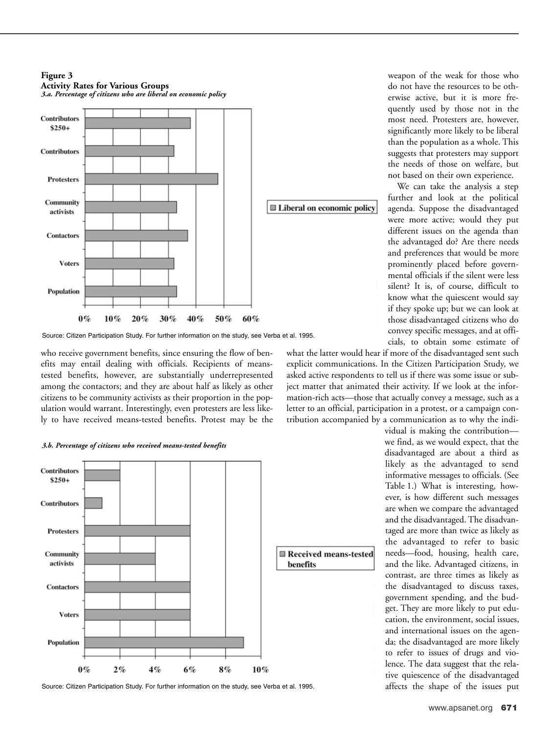**Figure 3**
**Activity Rates for Various Groups**
***3.a. Percentage of citizens who are liberal on economic policy***

Source: Citizen Participation Study. For further information on the study, see Verba et al. 1995.

***3.b. Percentage of citizens who received means-tested benefits***

Source: Citizen Participation Study. For further information on the study, see Verba et al. 1995.

who receive government benefits, since ensuring the flow of benefits may entail dealing with officials. Recipients of means-tested benefits, however, are substantially underrepresented among the contactors; and they are about half as likely as other citizens to be community activists as their proportion in the population would warrant. Interestingly, even protesters are less likely to have received means-tested benefits. Protest may be the weapon of the weak for those who do not have the resources to be otherwise active, but it is more frequently used by those not in the most need. Protesters are, however, significantly more likely to be liberal than the population as a whole. This suggests that protesters may support the needs of those on welfare, but not based on their own experience.

We can take the analysis a step further and look at the political agenda. Suppose the disadvantaged were more active; would they put different issues on the agenda than the advantaged do? Are there needs and preferences that would be more prominently placed before governmental officials if the silent were less silent? It is, of course, difficult to know what the quiescent would say if they spoke up; but we can look at those disadvantaged citizens who do convey specific messages, and at officials, to obtain some estimate of what the latter would hear if more of the disadvantaged sent such explicit communications. In the Citizen Participation Study, we asked active respondents to tell us if there was some issue or subject matter that animated their activity. If we look at the information-rich acts—those that actually convey a message, such as a letter to an official, participation in a protest, or a campaign contribution accompanied by a communication as to why the individual is making the contribution—we find, as we would expect, that the disadvantaged are about a third as likely as the advantaged to send informative messages to officials. (See Table 1.) What is interesting, however, is how different such messages are when we compare the advantaged and the disadvantaged. The disadvantaged are more than twice as likely as the advantaged to refer to basic needs—food, housing, health care, and the like. Advantaged citizens, in contrast, are three times as likely as the disadvantaged to discuss taxes, government spending, and the budget. They are more likely to put education, the environment, social issues, and international issues on the agenda; the disadvantaged are more likely to refer to issues of drugs and violence. The data suggest that the relative quiescence of the disadvantaged affects the shape of the issues put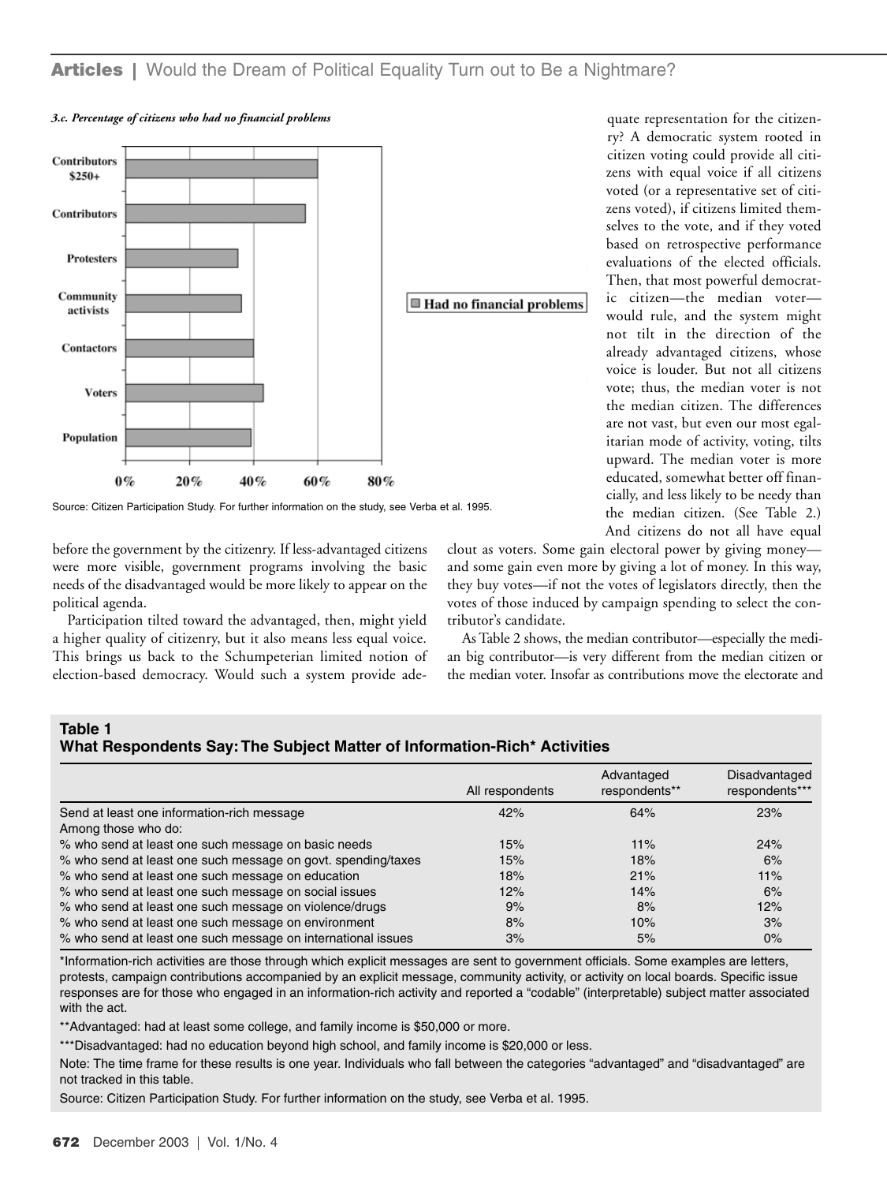*3.c. Percentage of citizens who had no financial problems*

Source: Citizen Participation Study. For further information on the study, see Verba et al. 1995.

quate representation for the citizenry? A democratic system rooted in citizen voting could provide all citizens with equal voice if all citizens voted (or a representative set of citizens voted), if citizens limited themselves to the vote, and if they voted based on retrospective performance evaluations of the elected officials. Then, that most powerful democratic citizen—the median voter—would rule, and the system might not tilt in the direction of the already advantaged citizens, whose voice is louder. But not all citizens vote; thus, the median voter is not the median citizen. The differences are not vast, but even our most egalitarian mode of activity, voting, tilts upward. The median voter is more educated, somewhat better off financially, and less likely to be needy than the median citizen. (See Table 2.) And citizens do not all have equal

before the government by the citizenry. If less-advantaged citizens were more visible, government programs involving the basic needs of the disadvantaged would be more likely to appear on the political agenda.

Participation tilted toward the advantaged, then, might yield a higher quality of citizenry, but it also means less equal voice. This brings us back to the Schumpeterian limited notion of election-based democracy. Would such a system provide ade-

clout as voters. Some gain electoral power by giving money—and some gain even more by giving a lot of money. In this way, they buy votes—if not the votes of legislators directly, then the votes of those induced by campaign spending to select the contributor's candidate.

As Table 2 shows, the median contributor—especially the median big contributor—is very different from the median citizen or the median voter. Insofar as contributions move the electorate and

**Table 1**
**What Respondents Say: The Subject Matter of Information-Rich* Activities**

| | All respondents | Advantaged respondents** | Disadvantaged respondents*** |
|---|---|---|---|
| Send at least one information-rich message | 42% | 64% | 23% |
| Among those who do: | | | |
| % who send at least one such message on basic needs | 15% | 11% | 24% |
| % who send at least one such message on govt. spending/taxes | 15% | 18% | 6% |
| % who send at least one such message on education | 18% | 21% | 11% |
| % who send at least one such message on social issues | 12% | 14% | 6% |
| % who send at least one such message on violence/drugs | 9% | 8% | 12% |
| % who send at least one such message on environment | 8% | 10% | 3% |
| % who send at least one such message on international issues | 3% | 5% | 0% |

*Information-rich activities are those through which explicit messages are sent to government officials. Some examples are letters, protests, campaign contributions accompanied by an explicit message, community activity, or activity on local boards. Specific issue responses are for those who engaged in an information-rich activity and reported a "codable" (interpretable) subject matter associated with the act.

**Advantaged: had at least some college, and family income is $50,000 or more.

***Disadvantaged: had no education beyond high school, and family income is $20,000 or less.

Note: The time frame for these results is one year. Individuals who fall between the categories "advantaged" and "disadvantaged" are not tracked in this table.

Source: Citizen Participation Study. For further information on the study, see Verba et al. 1995.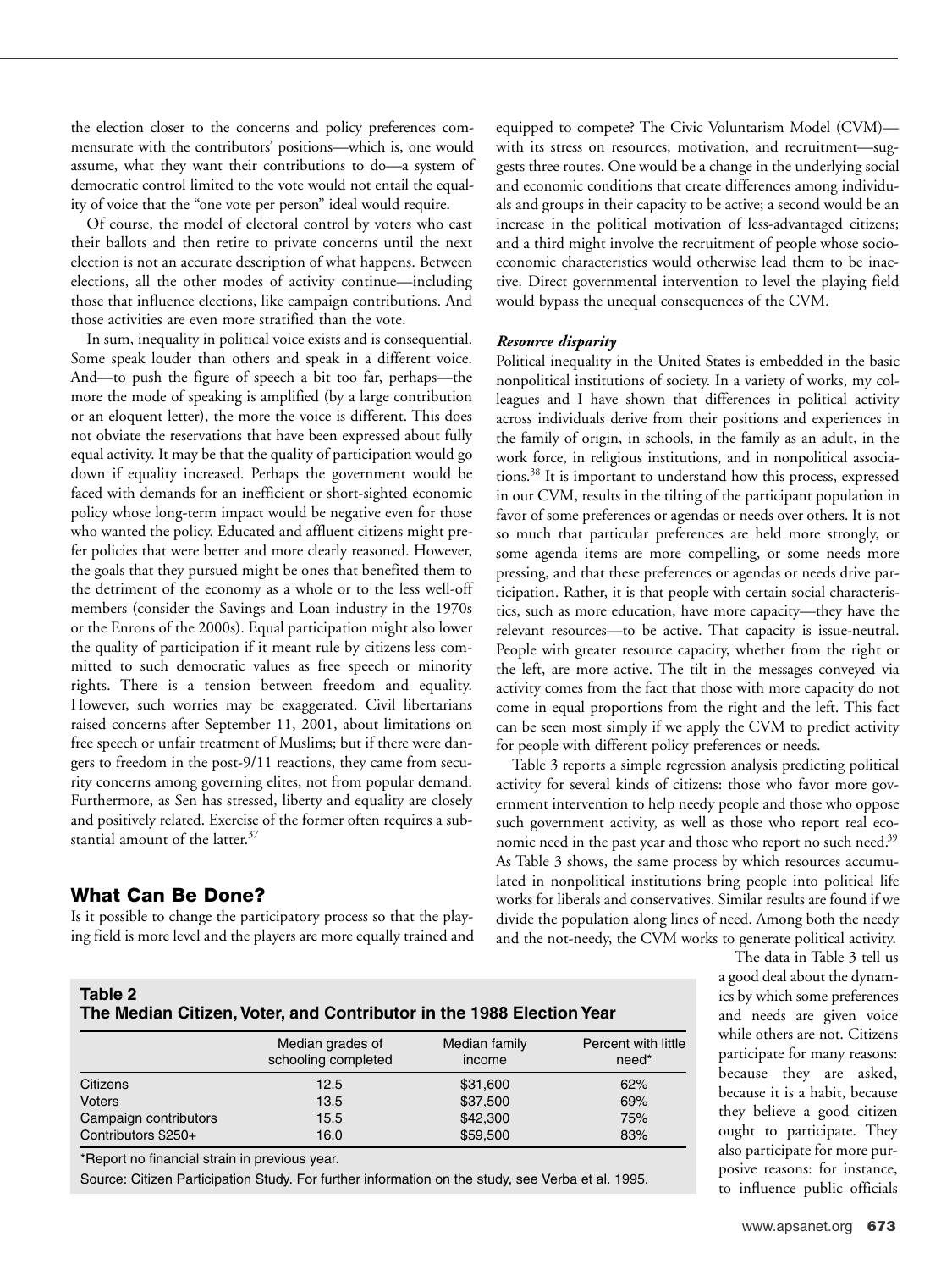the election closer to the concerns and policy preferences commensurate with the contributors' positions—which is, one would assume, what they want their contributions to do—a system of democratic control limited to the vote would not entail the equality of voice that the "one vote per person" ideal would require.

Of course, the model of electoral control by voters who cast their ballots and then retire to private concerns until the next election is not an accurate description of what happens. Between elections, all the other modes of activity continue—including those that influence elections, like campaign contributions. And those activities are even more stratified than the vote.

In sum, inequality in political voice exists and is consequential. Some speak louder than others and speak in a different voice. And—to push the figure of speech a bit too far, perhaps—the more the mode of speaking is amplified (by a large contribution or an eloquent letter), the more the voice is different. This does not obviate the reservations that have been expressed about fully equal activity. It may be that the quality of participation would go down if equality increased. Perhaps the government would be faced with demands for an inefficient or short-sighted economic policy whose long-term impact would be negative even for those who wanted the policy. Educated and affluent citizens might prefer policies that were better and more clearly reasoned. However, the goals that they pursued might be ones that benefited them to the detriment of the economy as a whole or to the less well-off members (consider the Savings and Loan industry in the 1970s or the Enrons of the 2000s). Equal participation might also lower the quality of participation if it meant rule by citizens less committed to such democratic values as free speech or minority rights. There is a tension between freedom and equality. However, such worries may be exaggerated. Civil libertarians raised concerns after September 11, 2001, about limitations on free speech or unfair treatment of Muslims; but if there were dangers to freedom in the post-9/11 reactions, they came from security concerns among governing elites, not from popular demand. Furthermore, as Sen has stressed, liberty and equality are closely and positively related. Exercise of the former often requires a substantial amount of the latter.[37]

## What Can Be Done?

Is it possible to change the participatory process so that the playing field is more level and the players are more equally trained and equipped to compete? The Civic Voluntarism Model (CVM)—with its stress on resources, motivation, and recruitment—suggests three routes. One would be a change in the underlying social and economic conditions that create differences among individuals and groups in their capacity to be active; a second would be an increase in the political motivation of less-advantaged citizens; and a third might involve the recruitment of people whose socioeconomic characteristics would otherwise lead them to be inactive. Direct governmental intervention to level the playing field would bypass the unequal consequences of the CVM.

### *Resource disparity*

Political inequality in the United States is embedded in the basic nonpolitical institutions of society. In a variety of works, my colleagues and I have shown that differences in political activity across individuals derive from their positions and experiences in the family of origin, in schools, in the family as an adult, in the work force, in religious institutions, and in nonpolitical associations.[38] It is important to understand how this process, expressed in our CVM, results in the tilting of the participant population in favor of some preferences or agendas or needs over others. It is not so much that particular preferences are held more strongly, or some agenda items are more compelling, or some needs more pressing, and that these preferences or agendas or needs drive participation. Rather, it is that people with certain social characteristics, such as more education, have more capacity—they have the relevant resources—to be active. That capacity is issue-neutral. People with greater resource capacity, whether from the right or the left, are more active. The tilt in the messages conveyed via activity comes from the fact that those with more capacity do not come in equal proportions from the right and the left. This fact can be seen most simply if we apply the CVM to predict activity for people with different policy preferences or needs.

Table 3 reports a simple regression analysis predicting political activity for several kinds of citizens: those who favor more government intervention to help needy people and those who oppose such government activity, as well as those who report real economic need in the past year and those who report no such need.[39] As Table 3 shows, the same process by which resources accumulated in nonpolitical institutions bring people into political life works for liberals and conservatives. Similar results are found if we divide the population along lines of need. Among both the needy and the not-needy, the CVM works to generate political activity.

The data in Table 3 tell us a good deal about the dynamics by which some preferences and needs are given voice while others are not. Citizens participate for many reasons: because they are asked, because it is a habit, because they believe a good citizen ought to participate. They also participate for more purposive reasons: for instance, to influence public officials

**Table 2**
**The Median Citizen, Voter, and Contributor in the 1988 Election Year**

| | Median grades of schooling completed | Median family income | Percent with little need* |
|---|---|---|---|
| Citizens | 12.5 | $31,600 | 62% |
| Voters | 13.5 | $37,500 | 69% |
| Campaign contributors | 15.5 | $42,300 | 75% |
| Contributors $250+ | 16.0 | $59,500 | 83% |

*Report no financial strain in previous year.

Source: Citizen Participation Study. For further information on the study, see Verba et al. 1995.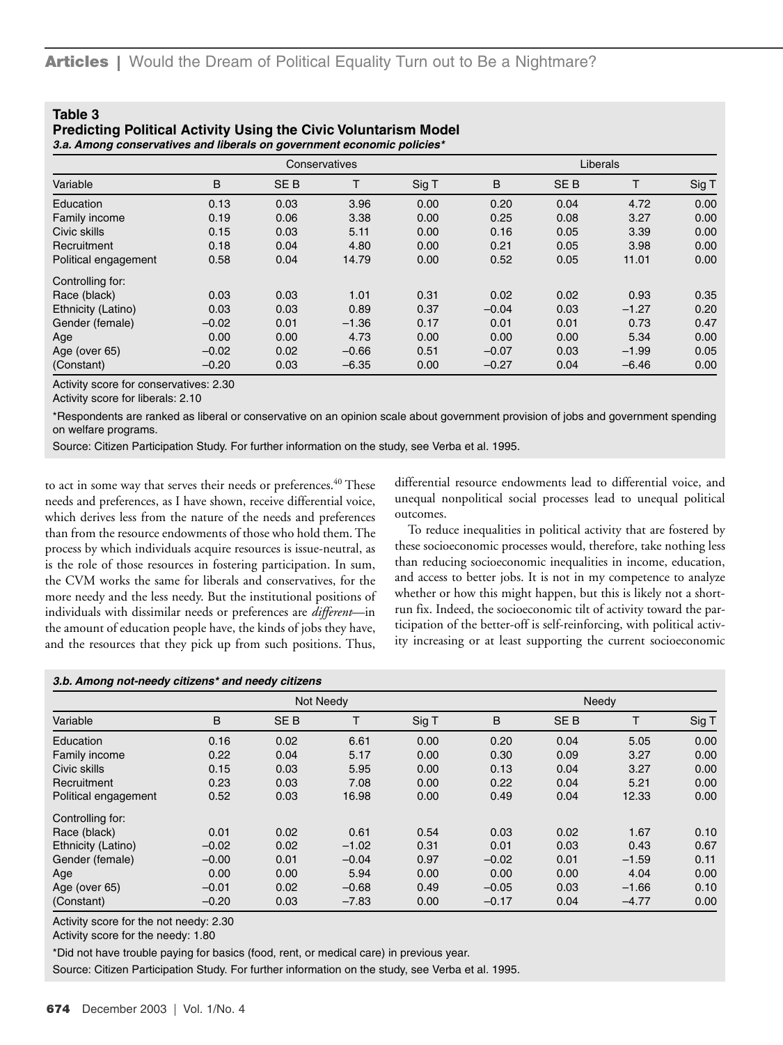**Table 3**
**Predicting Political Activity Using the Civic Voluntarism Model**
***3.a. Among conservatives and liberals on government economic policies****

| | Conservatives | | | | Liberals | | | |
|---|---|---|---|---|---|---|---|---|
| Variable | B | SE B | T | Sig T | B | SE B | T | Sig T |
| Education | 0.13 | 0.03 | 3.96 | 0.00 | 0.20 | 0.04 | 4.72 | 0.00 |
| Family income | 0.19 | 0.06 | 3.38 | 0.00 | 0.25 | 0.08 | 3.27 | 0.00 |
| Civic skills | 0.15 | 0.03 | 5.11 | 0.00 | 0.16 | 0.05 | 3.39 | 0.00 |
| Recruitment | 0.18 | 0.04 | 4.80 | 0.00 | 0.21 | 0.05 | 3.98 | 0.00 |
| Political engagement | 0.58 | 0.04 | 14.79 | 0.00 | 0.52 | 0.05 | 11.01 | 0.00 |
| Controlling for: | | | | | | | | |
| Race (black) | 0.03 | 0.03 | 1.01 | 0.31 | 0.02 | 0.02 | 0.93 | 0.35 |
| Ethnicity (Latino) | 0.03 | 0.03 | 0.89 | 0.37 | −0.04 | 0.03 | −1.27 | 0.20 |
| Gender (female) | −0.02 | 0.01 | −1.36 | 0.17 | 0.01 | 0.01 | 0.73 | 0.47 |
| Age | 0.00 | 0.00 | 4.73 | 0.00 | 0.00 | 0.00 | 5.34 | 0.00 |
| Age (over 65) | −0.02 | 0.02 | −0.66 | 0.51 | −0.07 | 0.03 | −1.99 | 0.05 |
| (Constant) | −0.20 | 0.03 | −6.35 | 0.00 | −0.27 | 0.04 | −6.46 | 0.00 |

Activity score for conservatives: 2.30

Activity score for liberals: 2.10

*Respondents are ranked as liberal or conservative on an opinion scale about government provision of jobs and government spending on welfare programs.

Source: Citizen Participation Study. For further information on the study, see Verba et al. 1995.

to act in some way that serves their needs or preferences.[40] These needs and preferences, as I have shown, receive differential voice, which derives less from the nature of the needs and preferences than from the resource endowments of those who hold them. The process by which individuals acquire resources is issue-neutral, as is the role of those resources in fostering participation. In sum, the CVM works the same for liberals and conservatives, for the more needy and the less needy. But the institutional positions of individuals with dissimilar needs or preferences are *different*—in the amount of education people have, the kinds of jobs they have, and the resources that they pick up from such positions. Thus, differential resource endowments lead to differential voice, and unequal nonpolitical social processes lead to unequal political outcomes.

To reduce inequalities in political activity that are fostered by these socioeconomic processes would, therefore, take nothing less than reducing socioeconomic inequalities in income, education, and access to better jobs. It is not in my competence to analyze whether or how this might happen, but this is likely not a short-run fix. Indeed, the socioeconomic tilt of activity toward the participation of the better-off is self-reinforcing, with political activity increasing or at least supporting the current socioeconomic

***3.b. Among not-needy citizens* and needy citizens***

| | Not Needy | | | | Needy | | | |
|---|---|---|---|---|---|---|---|---|
| Variable | B | SE B | T | Sig T | B | SE B | T | Sig T |
| Education | 0.16 | 0.02 | 6.61 | 0.00 | 0.20 | 0.04 | 5.05 | 0.00 |
| Family income | 0.22 | 0.04 | 5.17 | 0.00 | 0.30 | 0.09 | 3.27 | 0.00 |
| Civic skills | 0.15 | 0.03 | 5.95 | 0.00 | 0.13 | 0.04 | 3.27 | 0.00 |
| Recruitment | 0.23 | 0.03 | 7.08 | 0.00 | 0.22 | 0.04 | 5.21 | 0.00 |
| Political engagement | 0.52 | 0.03 | 16.98 | 0.00 | 0.49 | 0.04 | 12.33 | 0.00 |
| Controlling for: | | | | | | | | |
| Race (black) | 0.01 | 0.02 | 0.61 | 0.54 | 0.03 | 0.02 | 1.67 | 0.10 |
| Ethnicity (Latino) | −0.02 | 0.02 | −1.02 | 0.31 | 0.01 | 0.03 | 0.43 | 0.67 |
| Gender (female) | −0.00 | 0.01 | −0.04 | 0.97 | −0.02 | 0.01 | −1.59 | 0.11 |
| Age | 0.00 | 0.00 | 5.94 | 0.00 | 0.00 | 0.00 | 4.04 | 0.00 |
| Age (over 65) | −0.01 | 0.02 | −0.68 | 0.49 | −0.05 | 0.03 | −1.66 | 0.10 |
| (Constant) | −0.20 | 0.03 | −7.83 | 0.00 | −0.17 | 0.04 | −4.77 | 0.00 |

Activity score for the not needy: 2.30

Activity score for the needy: 1.80

*Did not have trouble paying for basics (food, rent, or medical care) in previous year.

Source: Citizen Participation Study. For further information on the study, see Verba et al. 1995.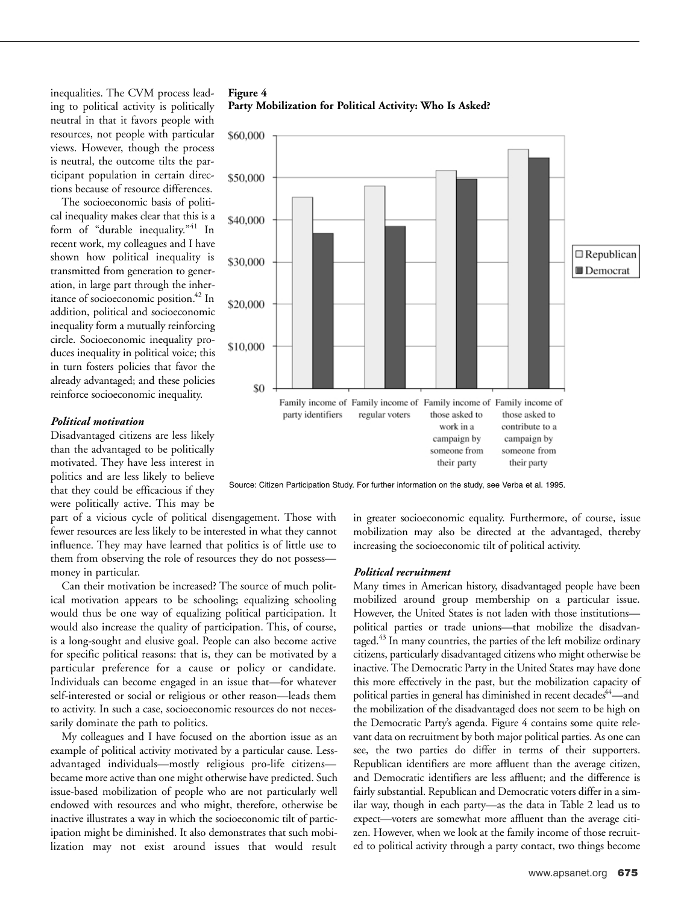inequalities. The CVM process leading to political activity is politically neutral in that it favors people with resources, not people with particular views. However, though the process is neutral, the outcome tilts the participant population in certain directions because of resource differences.

The socioeconomic basis of political inequality makes clear that this is a form of "durable inequality."[41] In recent work, my colleagues and I have shown how political inequality is transmitted from generation to generation, in large part through the inheritance of socioeconomic position.[42] In addition, political and socioeconomic inequality form a mutually reinforcing circle. Socioeconomic inequality produces inequality in political voice; this in turn fosters policies that favor the already advantaged; and these policies reinforce socioeconomic inequality.

**Figure 4**
**Party Mobilization for Political Activity: Who Is Asked?**

Source: Citizen Participation Study. For further information on the study, see Verba et al. 1995.

### *Political motivation*

Disadvantaged citizens are less likely than the advantaged to be politically motivated. They have less interest in politics and are less likely to believe that they could be efficacious if they were politically active. This may be part of a vicious cycle of political disengagement. Those with fewer resources are less likely to be interested in what they cannot influence. They may have learned that politics is of little use to them from observing the role of resources they do not possess—money in particular.

Can their motivation be increased? The source of much political motivation appears to be schooling; equalizing schooling would thus be one way of equalizing political participation. It would also increase the quality of participation. This, of course, is a long-sought and elusive goal. People can also become active for specific political reasons: that is, they can be motivated by a particular preference for a cause or policy or candidate. Individuals can become engaged in an issue that—for whatever self-interested or social or religious or other reason—leads them to activity. In such a case, socioeconomic resources do not necessarily dominate the path to politics.

My colleagues and I have focused on the abortion issue as an example of political activity motivated by a particular cause. Less-advantaged individuals—mostly religious pro-life citizens—became more active than one might otherwise have predicted. Such issue-based mobilization of people who are not particularly well endowed with resources and who might, therefore, otherwise be inactive illustrates a way in which the socioeconomic tilt of participation might be diminished. It also demonstrates that such mobilization may not exist around issues that would result in greater socioeconomic equality. Furthermore, of course, issue mobilization may also be directed at the advantaged, thereby increasing the socioeconomic tilt of political activity.

### *Political recruitment*

Many times in American history, disadvantaged people have been mobilized around group membership on a particular issue. However, the United States is not laden with those institutions—political parties or trade unions—that mobilize the disadvantaged.[43] In many countries, the parties of the left mobilize ordinary citizens, particularly disadvantaged citizens who might otherwise be inactive. The Democratic Party in the United States may have done this more effectively in the past, but the mobilization capacity of political parties in general has diminished in recent decades[44]—and the mobilization of the disadvantaged does not seem to be high on the Democratic Party's agenda. Figure 4 contains some quite relevant data on recruitment by both major political parties. As one can see, the two parties do differ in terms of their supporters. Republican identifiers are more affluent than the average citizen, and Democratic identifiers are less affluent; and the difference is fairly substantial. Republican and Democratic voters differ in a similar way, though in each party—as the data in Table 2 lead us to expect—voters are somewhat more affluent than the average citizen. However, when we look at the family income of those recruited to political activity through a party contact, two things become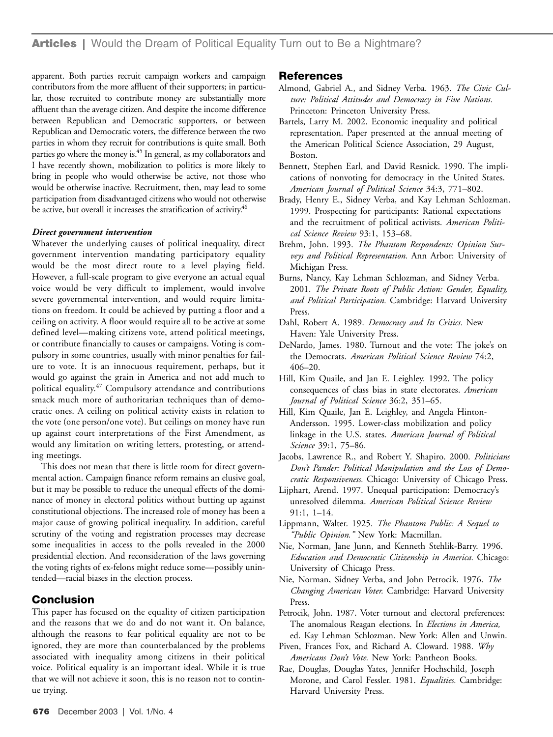apparent. Both parties recruit campaign workers and campaign contributors from the more affluent of their supporters; in particular, those recruited to contribute money are substantially more affluent than the average citizen. And despite the income difference between Republican and Democratic supporters, or between Republican and Democratic voters, the difference between the two parties in whom they recruit for contributions is quite small. Both parties go where the money is.[45] In general, as my collaborators and I have recently shown, mobilization to politics is more likely to bring in people who would otherwise be active, not those who would be otherwise inactive. Recruitment, then, may lead to some participation from disadvantaged citizens who would not otherwise be active, but overall it increases the stratification of activity.[46]

#### *Direct government intervention*

Whatever the underlying causes of political inequality, direct government intervention mandating participatory equality would be the most direct route to a level playing field. However, a full-scale program to give everyone an actual equal voice would be very difficult to implement, would involve severe governmental intervention, and would require limitations on freedom. It could be achieved by putting a floor and a ceiling on activity. A floor would require all to be active at some defined level—making citizens vote, attend political meetings, or contribute financially to causes or campaigns. Voting is compulsory in some countries, usually with minor penalties for failure to vote. It is an innocuous requirement, perhaps, but it would go against the grain in America and not add much to political equality.[47] Compulsory attendance and contributions smack much more of authoritarian techniques than of democratic ones. A ceiling on political activity exists in relation to the vote (one person/one vote). But ceilings on money have run up against court interpretations of the First Amendment, as would any limitation on writing letters, protesting, or attending meetings.

This does not mean that there is little room for direct governmental action. Campaign finance reform remains an elusive goal, but it may be possible to reduce the unequal effects of the dominance of money in electoral politics without butting up against constitutional objections. The increased role of money has been a major cause of growing political inequality. In addition, careful scrutiny of the voting and registration processes may decrease some inequalities in access to the polls revealed in the 2000 presidential election. And reconsideration of the laws governing the voting rights of ex-felons might reduce some—possibly unintended—racial biases in the election process.

## Conclusion

This paper has focused on the equality of citizen participation and the reasons that we do and do not want it. On balance, although the reasons to fear political equality are not to be ignored, they are more than counterbalanced by the problems associated with inequality among citizens in their political voice. Political equality is an important ideal. While it is true that we will not achieve it soon, this is no reason not to continue trying.

## References

Almond, Gabriel A., and Sidney Verba. 1963. *The Civic Culture: Political Attitudes and Democracy in Five Nations.* Princeton: Princeton University Press.

Bartels, Larry M. 2002. Economic inequality and political representation. Paper presented at the annual meeting of the American Political Science Association, 29 August, Boston.

Bennett, Stephen Earl, and David Resnick. 1990. The implications of nonvoting for democracy in the United States. *American Journal of Political Science* 34:3, 771–802.

Brady, Henry E., Sidney Verba, and Kay Lehman Schlozman. 1999. Prospecting for participants: Rational expectations and the recruitment of political activists. *American Political Science Review* 93:1, 153–68.

Brehm, John. 1993. *The Phantom Respondents: Opinion Surveys and Political Representation.* Ann Arbor: University of Michigan Press.

Burns, Nancy, Kay Lehman Schlozman, and Sidney Verba. 2001. *The Private Roots of Public Action: Gender, Equality, and Political Participation.* Cambridge: Harvard University Press.

Dahl, Robert A. 1989. *Democracy and Its Critics.* New Haven: Yale University Press.

DeNardo, James. 1980. Turnout and the vote: The joke's on the Democrats. *American Political Science Review* 74:2, 406–20.

Hill, Kim Quaile, and Jan E. Leighley. 1992. The policy consequences of class bias in state electorates. *American Journal of Political Science* 36:2, 351–65.

Hill, Kim Quaile, Jan E. Leighley, and Angela Hinton-Andersson. 1995. Lower-class mobilization and policy linkage in the U.S. states. *American Journal of Political Science* 39:1, 75–86.

Jacobs, Lawrence R., and Robert Y. Shapiro. 2000. *Politicians Don't Pander: Political Manipulation and the Loss of Democratic Responsiveness.* Chicago: University of Chicago Press.

Lijphart, Arend. 1997. Unequal participation: Democracy's unresolved dilemma. *American Political Science Review* 91:1, 1–14.

Lippmann, Walter. 1925. *The Phantom Public: A Sequel to "Public Opinion."* New York: Macmillan.

Nie, Norman, Jane Junn, and Kenneth Stehlik-Barry. 1996. *Education and Democratic Citizenship in America.* Chicago: University of Chicago Press.

Nie, Norman, Sidney Verba, and John Petrocik. 1976. *The Changing American Voter.* Cambridge: Harvard University Press.

Petrocik, John. 1987. Voter turnout and electoral preferences: The anomalous Reagan elections. In *Elections in America,* ed. Kay Lehman Schlozman. New York: Allen and Unwin.

Piven, Frances Fox, and Richard A. Cloward. 1988. *Why Americans Don't Vote.* New York: Pantheon Books.

Rae, Douglas, Douglas Yates, Jennifer Hochschild, Joseph Morone, and Carol Fessler. 1981. *Equalities.* Cambridge: Harvard University Press.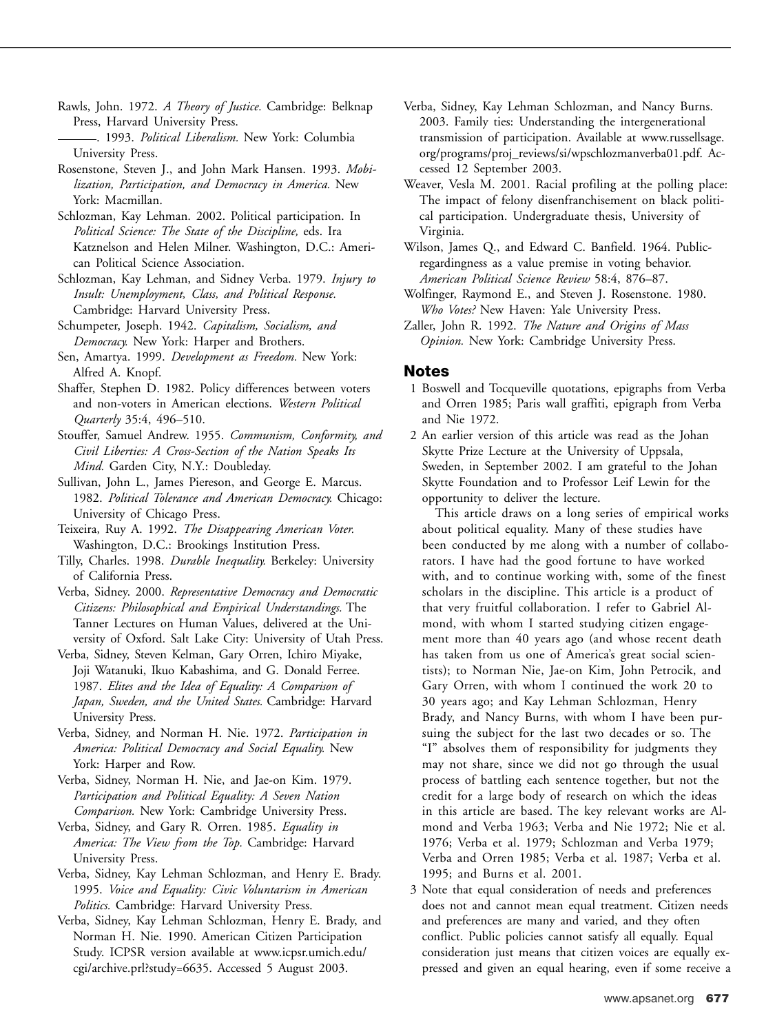Rawls, John. 1972. *A Theory of Justice.* Cambridge: Belknap Press, Harvard University Press.

———. 1993. *Political Liberalism.* New York: Columbia University Press.

Rosenstone, Steven J., and John Mark Hansen. 1993. *Mobilization, Participation, and Democracy in America.* New York: Macmillan.

Schlozman, Kay Lehman. 2002. Political participation. In *Political Science: The State of the Discipline,* eds. Ira Katznelson and Helen Milner. Washington, D.C.: American Political Science Association.

Schlozman, Kay Lehman, and Sidney Verba. 1979. *Injury to Insult: Unemployment, Class, and Political Response.* Cambridge: Harvard University Press.

Schumpeter, Joseph. 1942. *Capitalism, Socialism, and Democracy.* New York: Harper and Brothers.

Sen, Amartya. 1999. *Development as Freedom.* New York: Alfred A. Knopf.

Shaffer, Stephen D. 1982. Policy differences between voters and non-voters in American elections. *Western Political Quarterly* 35:4, 496–510.

Stouffer, Samuel Andrew. 1955. *Communism, Conformity, and Civil Liberties: A Cross-Section of the Nation Speaks Its Mind.* Garden City, N.Y.: Doubleday.

Sullivan, John L., James Piereson, and George E. Marcus. 1982. *Political Tolerance and American Democracy.* Chicago: University of Chicago Press.

Teixeira, Ruy A. 1992. *The Disappearing American Voter.* Washington, D.C.: Brookings Institution Press.

Tilly, Charles. 1998. *Durable Inequality.* Berkeley: University of California Press.

Verba, Sidney. 2000. *Representative Democracy and Democratic Citizens: Philosophical and Empirical Understandings.* The Tanner Lectures on Human Values, delivered at the University of Oxford. Salt Lake City: University of Utah Press.

Verba, Sidney, Steven Kelman, Gary Orren, Ichiro Miyake, Joji Watanuki, Ikuo Kabashima, and G. Donald Ferree. 1987. *Elites and the Idea of Equality: A Comparison of Japan, Sweden, and the United States.* Cambridge: Harvard University Press.

Verba, Sidney, and Norman H. Nie. 1972. *Participation in America: Political Democracy and Social Equality.* New York: Harper and Row.

Verba, Sidney, Norman H. Nie, and Jae-on Kim. 1979. *Participation and Political Equality: A Seven Nation Comparison.* New York: Cambridge University Press.

Verba, Sidney, and Gary R. Orren. 1985. *Equality in America: The View from the Top.* Cambridge: Harvard University Press.

Verba, Sidney, Kay Lehman Schlozman, and Henry E. Brady. 1995. *Voice and Equality: Civic Voluntarism in American Politics.* Cambridge: Harvard University Press.

Verba, Sidney, Kay Lehman Schlozman, Henry E. Brady, and Norman H. Nie. 1990. American Citizen Participation Study. ICPSR version available at www.icpsr.umich.edu/cgi/archive.prl?study=6635. Accessed 5 August 2003.

Verba, Sidney, Kay Lehman Schlozman, and Nancy Burns. 2003. Family ties: Understanding the intergenerational transmission of participation. Available at www.russellsage.org/programs/proj_reviews/si/wpschlozmanverba01.pdf. Accessed 12 September 2003.

Weaver, Vesla M. 2001. Racial profiling at the polling place: The impact of felony disenfranchisement on black political participation. Undergraduate thesis, University of Virginia.

Wilson, James Q., and Edward C. Banfield. 1964. Public-regardingness as a value premise in voting behavior. *American Political Science Review* 58:4, 876–87.

Wolfinger, Raymond E., and Steven J. Rosenstone. 1980. *Who Votes?* New Haven: Yale University Press.

Zaller, John R. 1992. *The Nature and Origins of Mass Opinion.* New York: Cambridge University Press.

## Notes

1 Boswell and Tocqueville quotations, epigraphs from Verba and Orren 1985; Paris wall graffiti, epigraph from Verba and Nie 1972.

2 An earlier version of this article was read as the Johan Skytte Prize Lecture at the University of Uppsala, Sweden, in September 2002. I am grateful to the Johan Skytte Foundation and to Professor Leif Lewin for the opportunity to deliver the lecture.

This article draws on a long series of empirical works about political equality. Many of these studies have been conducted by me along with a number of collaborators. I have had the good fortune to have worked with, and to continue working with, some of the finest scholars in the discipline. This article is a product of that very fruitful collaboration. I refer to Gabriel Almond, with whom I started studying citizen engagement more than 40 years ago (and whose recent death has taken from us one of America's great social scientists); to Norman Nie, Jae-on Kim, John Petrocik, and Gary Orren, with whom I continued the work 20 to 30 years ago; and Kay Lehman Schlozman, Henry Brady, and Nancy Burns, with whom I have been pursuing the subject for the last two decades or so. The "I" absolves them of responsibility for judgments they may not share, since we did not go through the usual process of battling each sentence together, but not the credit for a large body of research on which the ideas in this article are based. The key relevant works are Almond and Verba 1963; Verba and Nie 1972; Nie et al. 1976; Verba et al. 1979; Schlozman and Verba 1979; Verba and Orren 1985; Verba et al. 1987; Verba et al. 1995; and Burns et al. 2001.

3 Note that equal consideration of needs and preferences does not and cannot mean equal treatment. Citizen needs and preferences are many and varied, and they often conflict. Public policies cannot satisfy all equally. Equal consideration just means that citizen voices are equally expressed and given an equal hearing, even if some receive a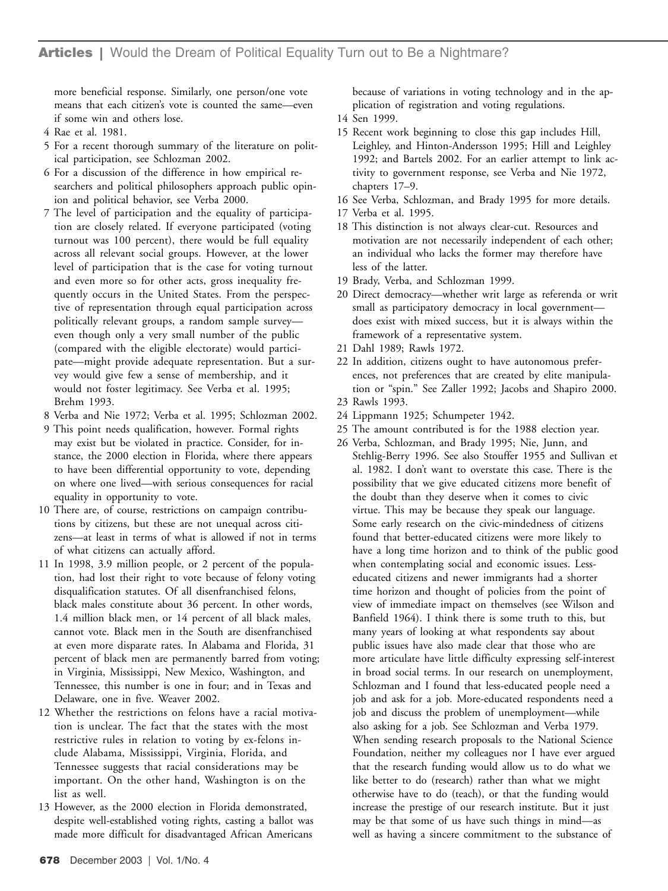more beneficial response. Similarly, one person/one vote means that each citizen's vote is counted the same—even if some win and others lose.

4 Rae et al. 1981.

5 For a recent thorough summary of the literature on political participation, see Schlozman 2002.

6 For a discussion of the difference in how empirical researchers and political philosophers approach public opinion and political behavior, see Verba 2000.

7 The level of participation and the equality of participation are closely related. If everyone participated (voting turnout was 100 percent), there would be full equality across all relevant social groups. However, at the lower level of participation that is the case for voting turnout and even more so for other acts, gross inequality frequently occurs in the United States. From the perspective of representation through equal participation across politically relevant groups, a random sample survey—even though only a very small number of the public (compared with the eligible electorate) would participate—might provide adequate representation. But a survey would give few a sense of membership, and it would not foster legitimacy. See Verba et al. 1995; Brehm 1993.

8 Verba and Nie 1972; Verba et al. 1995; Schlozman 2002.

9 This point needs qualification, however. Formal rights may exist but be violated in practice. Consider, for instance, the 2000 election in Florida, where there appears to have been differential opportunity to vote, depending on where one lived—with serious consequences for racial equality in opportunity to vote.

10 There are, of course, restrictions on campaign contributions by citizens, but these are not unequal across citizens—at least in terms of what is allowed if not in terms of what citizens can actually afford.

11 In 1998, 3.9 million people, or 2 percent of the population, had lost their right to vote because of felony voting disqualification statutes. Of all disenfranchised felons, black males constitute about 36 percent. In other words, 1.4 million black men, or 14 percent of all black males, cannot vote. Black men in the South are disenfranchised at even more disparate rates. In Alabama and Florida, 31 percent of black men are permanently barred from voting; in Virginia, Mississippi, New Mexico, Washington, and Tennessee, this number is one in four; and in Texas and Delaware, one in five. Weaver 2002.

12 Whether the restrictions on felons have a racial motivation is unclear. The fact that the states with the most restrictive rules in relation to voting by ex-felons include Alabama, Mississippi, Virginia, Florida, and Tennessee suggests that racial considerations may be important. On the other hand, Washington is on the list as well.

13 However, as the 2000 election in Florida demonstrated, despite well-established voting rights, casting a ballot was made more difficult for disadvantaged African Americans because of variations in voting technology and in the application of registration and voting regulations.

14 Sen 1999.

15 Recent work beginning to close this gap includes Hill, Leighley, and Hinton-Andersson 1995; Hill and Leighley 1992; and Bartels 2002. For an earlier attempt to link activity to government response, see Verba and Nie 1972, chapters 17–9.

16 See Verba, Schlozman, and Brady 1995 for more details.

17 Verba et al. 1995.

18 This distinction is not always clear-cut. Resources and motivation are not necessarily independent of each other; an individual who lacks the former may therefore have less of the latter.

19 Brady, Verba, and Schlozman 1999.

20 Direct democracy—whether writ large as referenda or writ small as participatory democracy in local government—does exist with mixed success, but it is always within the framework of a representative system.

21 Dahl 1989; Rawls 1972.

22 In addition, citizens ought to have autonomous preferences, not preferences that are created by elite manipulation or "spin." See Zaller 1992; Jacobs and Shapiro 2000.

23 Rawls 1993.

24 Lippmann 1925; Schumpeter 1942.

25 The amount contributed is for the 1988 election year.

26 Verba, Schlozman, and Brady 1995; Nie, Junn, and Stehlig-Berry 1996. See also Stouffer 1955 and Sullivan et al. 1982. I don't want to overstate this case. There is the possibility that we give educated citizens more benefit of the doubt than they deserve when it comes to civic virtue. This may be because they speak our language. Some early research on the civic-mindedness of citizens found that better-educated citizens were more likely to have a long time horizon and to think of the public good when contemplating social and economic issues. Less-educated citizens and newer immigrants had a shorter time horizon and thought of policies from the point of view of immediate impact on themselves (see Wilson and Banfield 1964). I think there is some truth to this, but many years of looking at what respondents say about public issues have also made clear that those who are more articulate have little difficulty expressing self-interest in broad social terms. In our research on unemployment, Schlozman and I found that less-educated people need a job and ask for a job. More-educated respondents need a job and discuss the problem of unemployment—while also asking for a job. See Schlozman and Verba 1979. When sending research proposals to the National Science Foundation, neither my colleagues nor I have ever argued that the research funding would allow us to do what we like better to do (research) rather than what we might otherwise have to do (teach), or that the funding would increase the prestige of our research institute. But it just may be that some of us have such things in mind—as well as having a sincere commitment to the substance of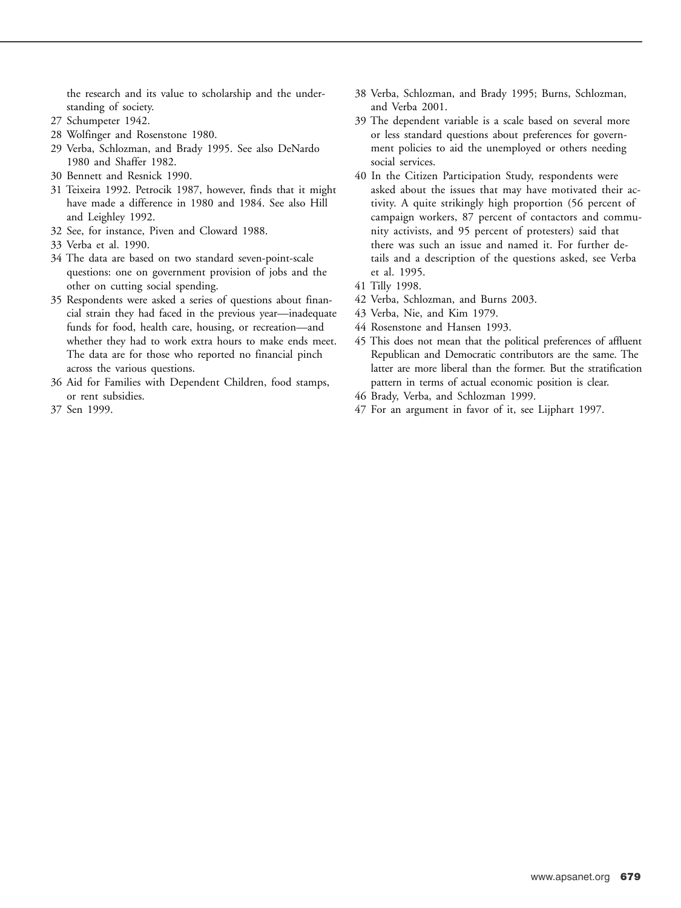the research and its value to scholarship and the understanding of society.

27 Schumpeter 1942.

28 Wolfinger and Rosenstone 1980.

29 Verba, Schlozman, and Brady 1995. See also DeNardo 1980 and Shaffer 1982.

30 Bennett and Resnick 1990.

31 Teixeira 1992. Petrocik 1987, however, finds that it might have made a difference in 1980 and 1984. See also Hill and Leighley 1992.

32 See, for instance, Piven and Cloward 1988.

33 Verba et al. 1990.

34 The data are based on two standard seven-point-scale questions: one on government provision of jobs and the other on cutting social spending.

35 Respondents were asked a series of questions about financial strain they had faced in the previous year—inadequate funds for food, health care, housing, or recreation—and whether they had to work extra hours to make ends meet. The data are for those who reported no financial pinch across the various questions.

36 Aid for Families with Dependent Children, food stamps, or rent subsidies.

37 Sen 1999.

38 Verba, Schlozman, and Brady 1995; Burns, Schlozman, and Verba 2001.

39 The dependent variable is a scale based on several more or less standard questions about preferences for government policies to aid the unemployed or others needing social services.

40 In the Citizen Participation Study, respondents were asked about the issues that may have motivated their activity. A quite strikingly high proportion (56 percent of campaign workers, 87 percent of contactors and community activists, and 95 percent of protesters) said that there was such an issue and named it. For further details and a description of the questions asked, see Verba et al. 1995.

41 Tilly 1998.

42 Verba, Schlozman, and Burns 2003.

43 Verba, Nie, and Kim 1979.

44 Rosenstone and Hansen 1993.

45 This does not mean that the political preferences of affluent Republican and Democratic contributors are the same. The latter are more liberal than the former. But the stratification pattern in terms of actual economic position is clear.

46 Brady, Verba, and Schlozman 1999.

47 For an argument in favor of it, see Lijphart 1997.